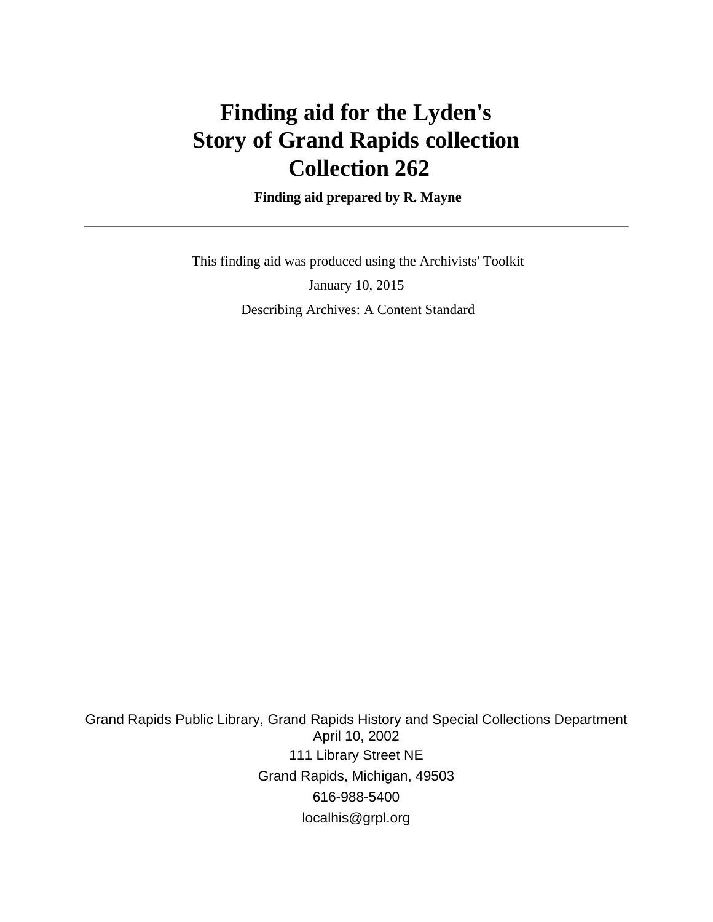# Finding aid for the Lyden's Story of Grand Rapids collection Collection 262

**Finding aid prepared by R. Mayne**

---

This finding aid was produced using the Archivists' Toolkit

January 10, 2015

Describing Archives: A Content Standard

Grand Rapids Public Library, Grand Rapids History and Special Collections Department
April 10, 2002
111 Library Street NE
Grand Rapids, Michigan, 49503
616-988-5400
localhis@grpl.org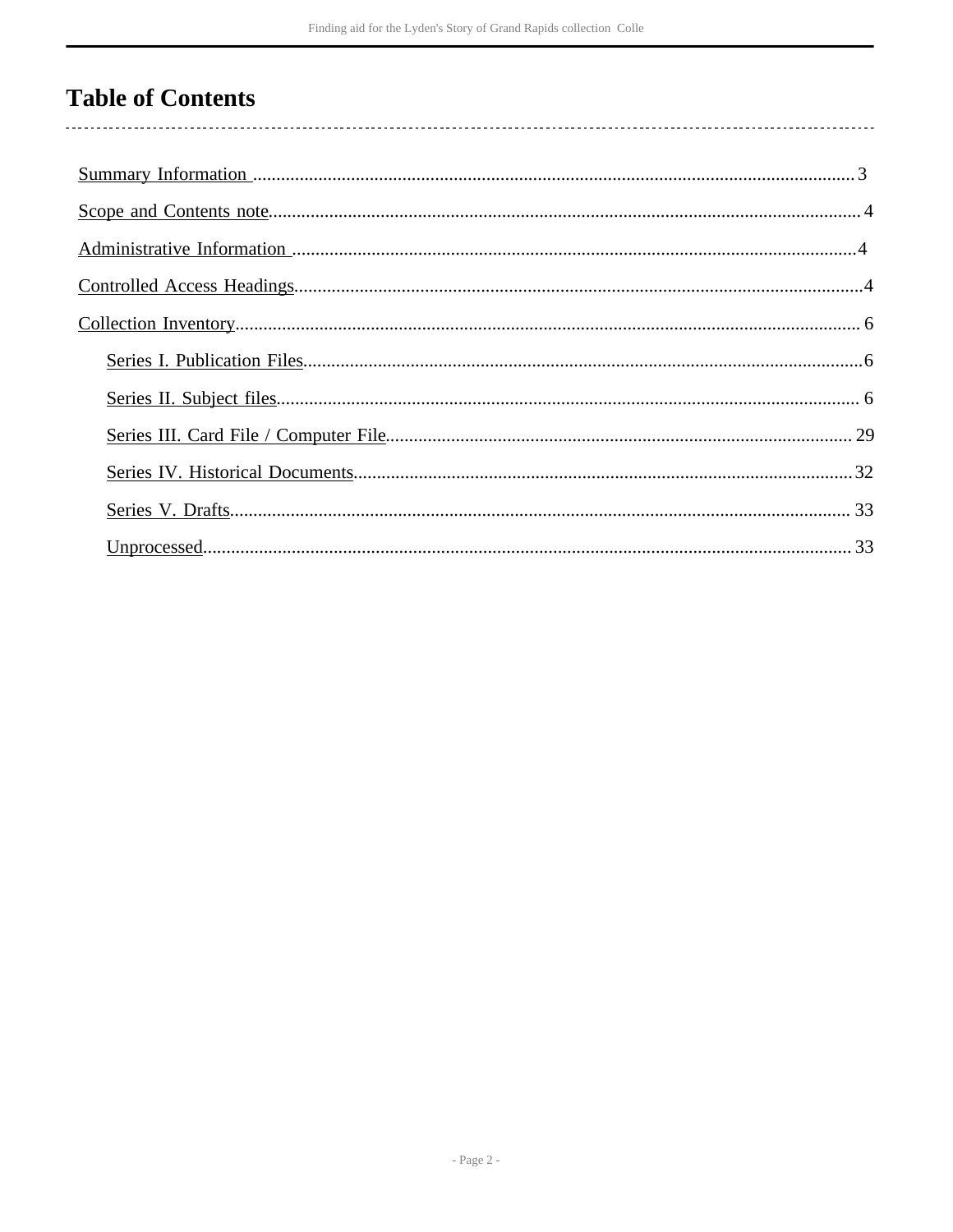# Table of Contents

- Summary Information ..................................... 3
- Scope and Contents note..................................... 4
- Administrative Information ..................................... 4
- Controlled Access Headings..................................... 4
- Collection Inventory..................................... 6
  - Series I. Publication Files..................................... 6
  - Series II. Subject files..................................... 6
  - Series III. Card File / Computer File..................................... 29
  - Series IV. Historical Documents..................................... 32
  - Series V. Drafts..................................... 33
  - Unprocessed..................................... 33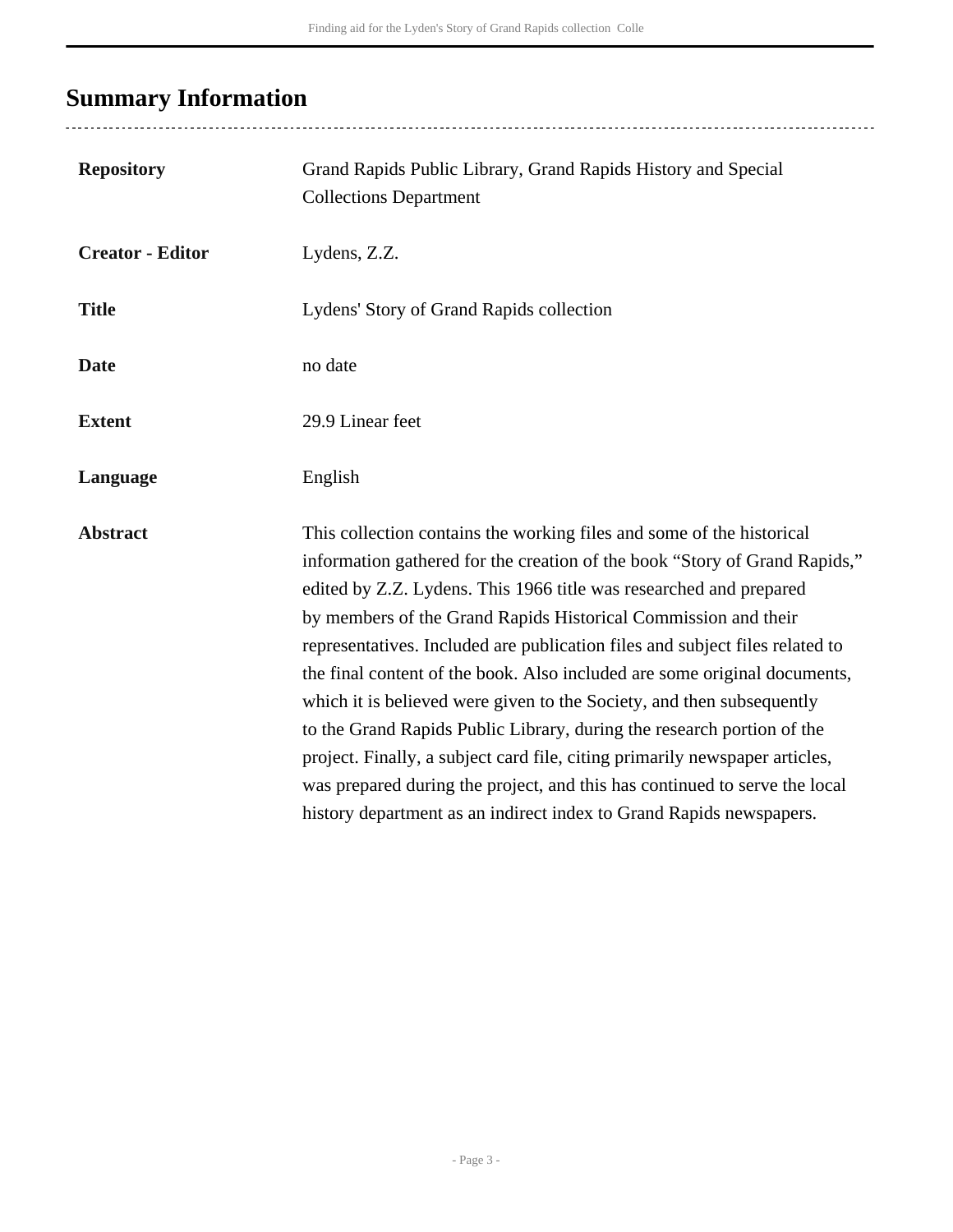## Summary Information

| | |
|---|---|
| **Repository** | Grand Rapids Public Library, Grand Rapids History and Special Collections Department |
| **Creator - Editor** | Lydens, Z.Z. |
| **Title** | Lydens' Story of Grand Rapids collection |
| **Date** | no date |
| **Extent** | 29.9 Linear feet |
| **Language** | English |
| **Abstract** | This collection contains the working files and some of the historical information gathered for the creation of the book "Story of Grand Rapids," edited by Z.Z. Lydens. This 1966 title was researched and prepared by members of the Grand Rapids Historical Commission and their representatives. Included are publication files and subject files related to the final content of the book. Also included are some original documents, which it is believed were given to the Society, and then subsequently to the Grand Rapids Public Library, during the research portion of the project. Finally, a subject card file, citing primarily newspaper articles, was prepared during the project, and this has continued to serve the local history department as an indirect index to Grand Rapids newspapers. |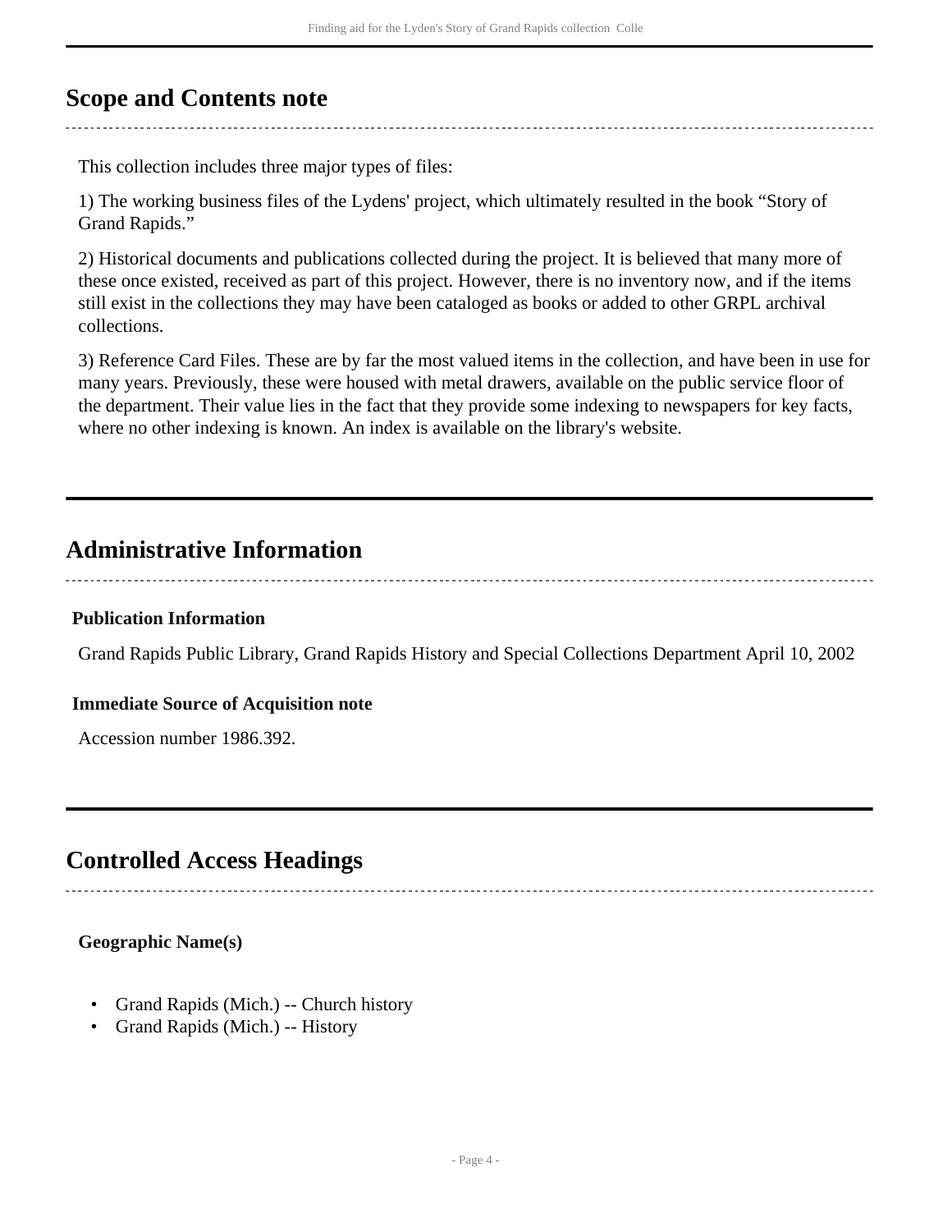## Scope and Contents note

This collection includes three major types of files:

1) The working business files of the Lydens' project, which ultimately resulted in the book "Story of Grand Rapids."

2) Historical documents and publications collected during the project. It is believed that many more of these once existed, received as part of this project. However, there is no inventory now, and if the items still exist in the collections they may have been cataloged as books or added to other GRPL archival collections.

3) Reference Card Files. These are by far the most valued items in the collection, and have been in use for many years. Previously, these were housed with metal drawers, available on the public service floor of the department. Their value lies in the fact that they provide some indexing to newspapers for key facts, where no other indexing is known. An index is available on the library's website.

## Administrative Information

### Publication Information

Grand Rapids Public Library, Grand Rapids History and Special Collections Department April 10, 2002

### Immediate Source of Acquisition note

Accession number 1986.392.

## Controlled Access Headings

### Geographic Name(s)

- Grand Rapids (Mich.) -- Church history
- Grand Rapids (Mich.) -- History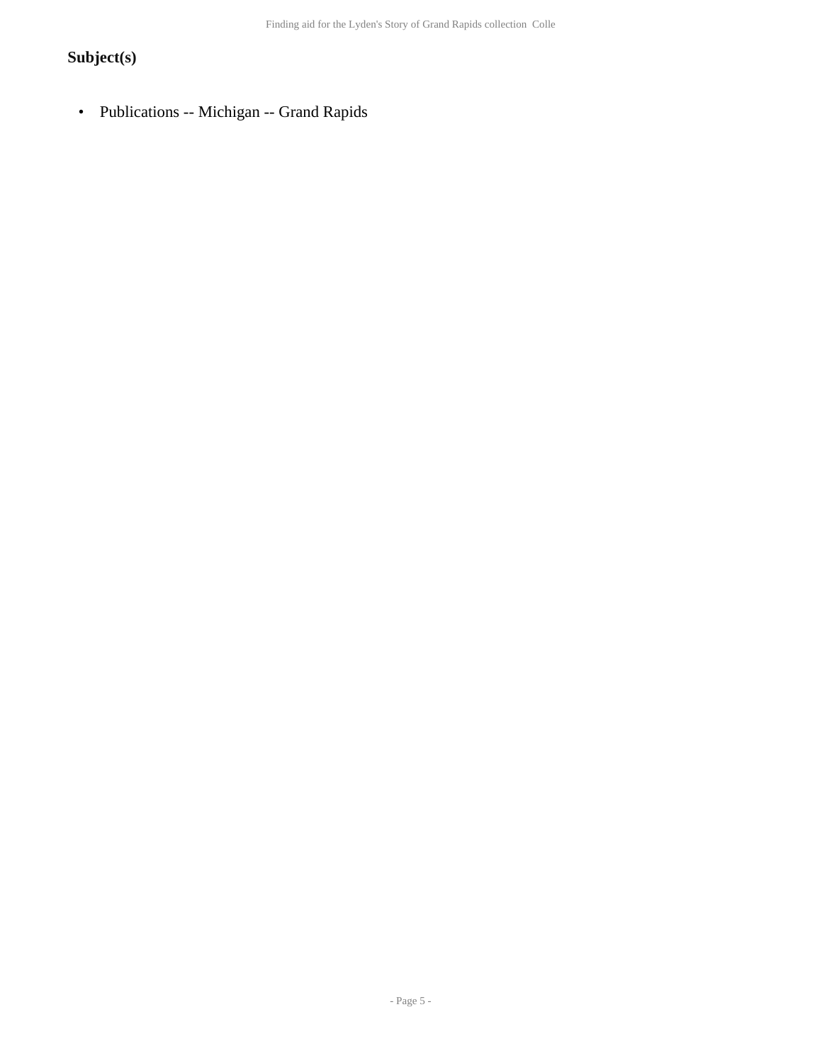## Subject(s)

- Publications -- Michigan -- Grand Rapids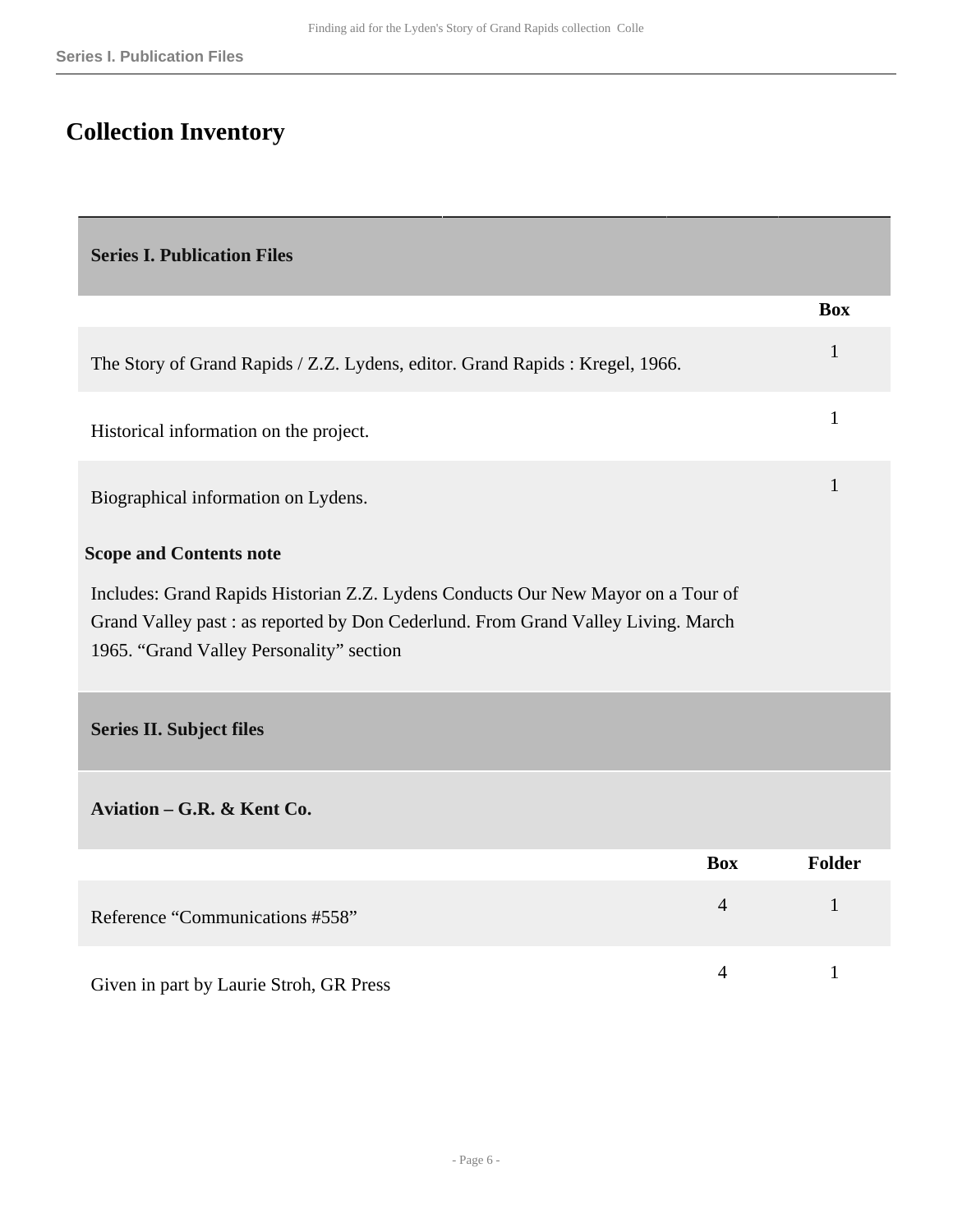# Collection Inventory

## Series I. Publication Files

| | Box |
|---|---|
| The Story of Grand Rapids / Z.Z. Lydens, editor. Grand Rapids : Kregel, 1966. | 1 |
| Historical information on the project. | 1 |
| Biographical information on Lydens. | 1 |

**Scope and Contents note**

Includes: Grand Rapids Historian Z.Z. Lydens Conducts Our New Mayor on a Tour of Grand Valley past : as reported by Don Cederlund. From Grand Valley Living. March 1965. “Grand Valley Personality” section

## Series II. Subject files

### Aviation – G.R. & Kent Co.

| | Box | Folder |
|---|---|---|
| Reference “Communications #558” | 4 | 1 |
| Given in part by Laurie Stroh, GR Press | 4 | 1 |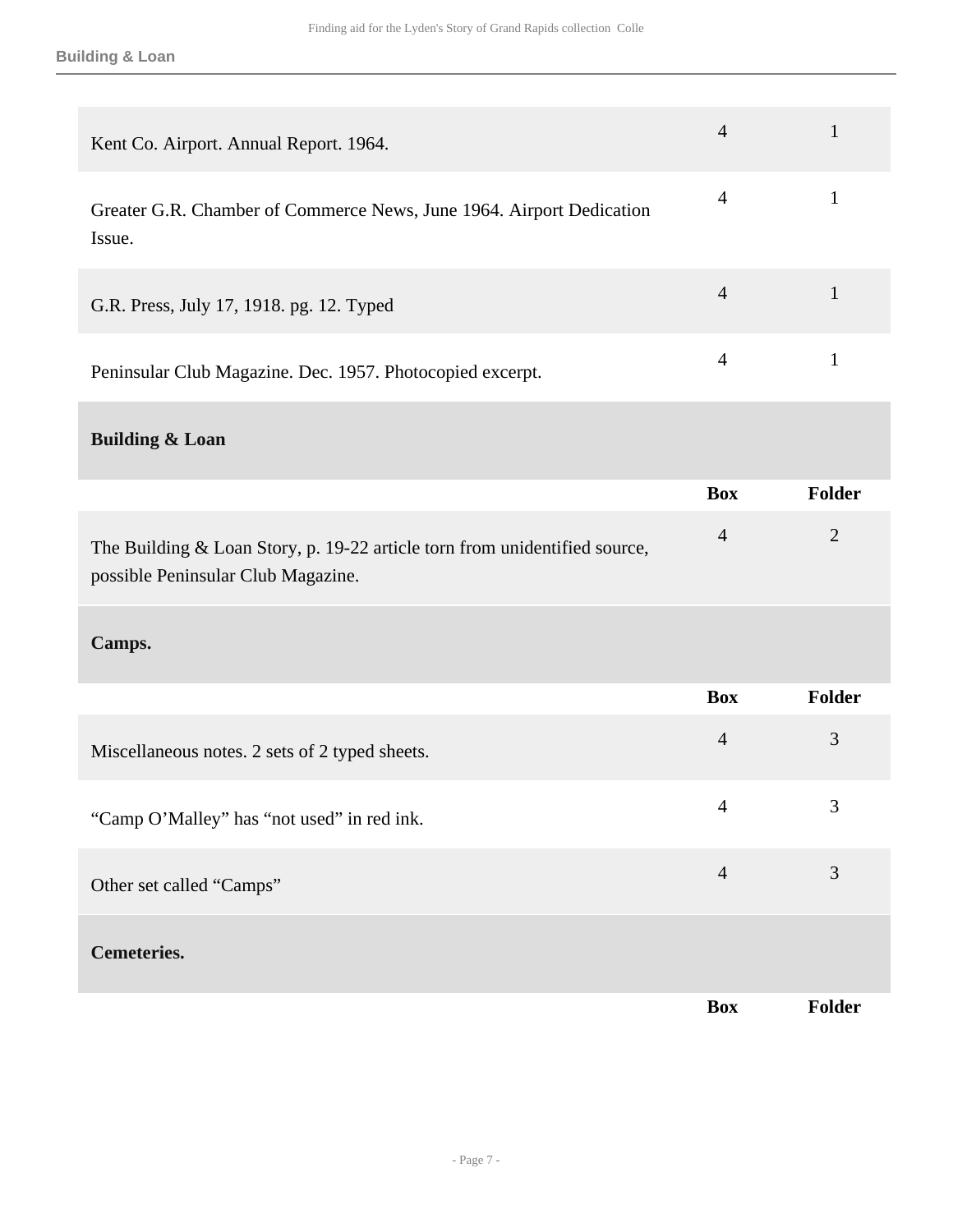| | | |
|---|---|---|
| Kent Co. Airport. Annual Report. 1964. | 4 | 1 |
| Greater G.R. Chamber of Commerce News, June 1964. Airport Dedication Issue. | 4 | 1 |
| G.R. Press, July 17, 1918. pg. 12. Typed | 4 | 1 |
| Peninsular Club Magazine. Dec. 1957. Photocopied excerpt. | 4 | 1 |

### Building & Loan

| | Box | Folder |
|---|---|---|
| The Building & Loan Story, p. 19-22 article torn from unidentified source, possible Peninsular Club Magazine. | 4 | 2 |

### Camps.

| | Box | Folder |
|---|---|---|
| Miscellaneous notes. 2 sets of 2 typed sheets. | 4 | 3 |
| “Camp O’Malley” has “not used” in red ink. | 4 | 3 |
| Other set called “Camps” | 4 | 3 |

### Cemeteries.

| | Box | Folder |
|---|---|---|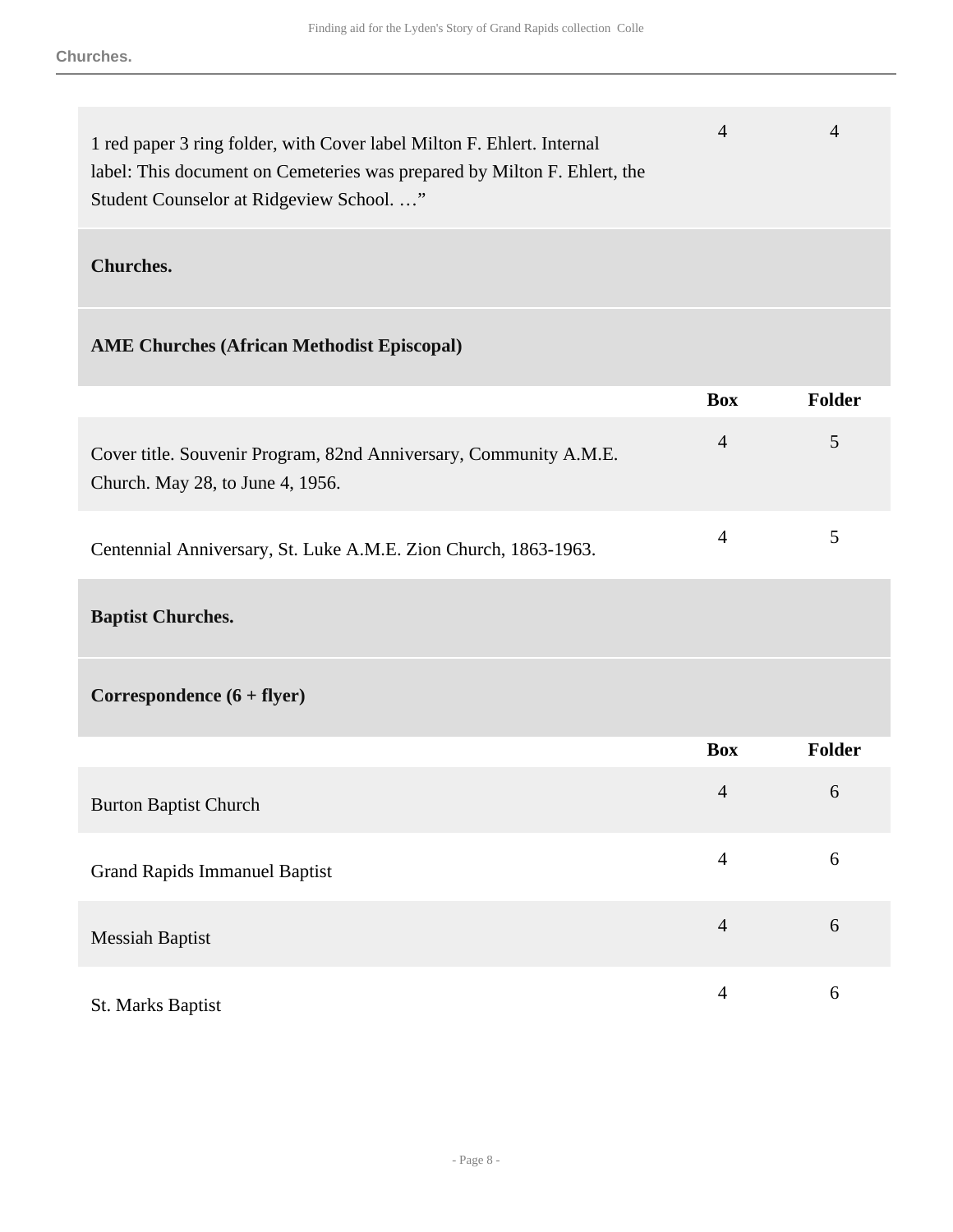| | Box | Folder |
|---|---|---|
| 1 red paper 3 ring folder, with Cover label Milton F. Ehlert. Internal label: This document on Cemeteries was prepared by Milton F. Ehlert, the Student Counselor at Ridgeview School. …" | 4 | 4 |

## Churches.

### AME Churches (African Methodist Episcopal)

| | Box | Folder |
|---|---|---|
| Cover title. Souvenir Program, 82nd Anniversary, Community A.M.E. Church. May 28, to June 4, 1956. | 4 | 5 |
| Centennial Anniversary, St. Luke A.M.E. Zion Church, 1863-1963. | 4 | 5 |

### Baptist Churches.

#### Correspondence (6 + flyer)

| | Box | Folder |
|---|---|---|
| Burton Baptist Church | 4 | 6 |
| Grand Rapids Immanuel Baptist | 4 | 6 |
| Messiah Baptist | 4 | 6 |
| St. Marks Baptist | 4 | 6 |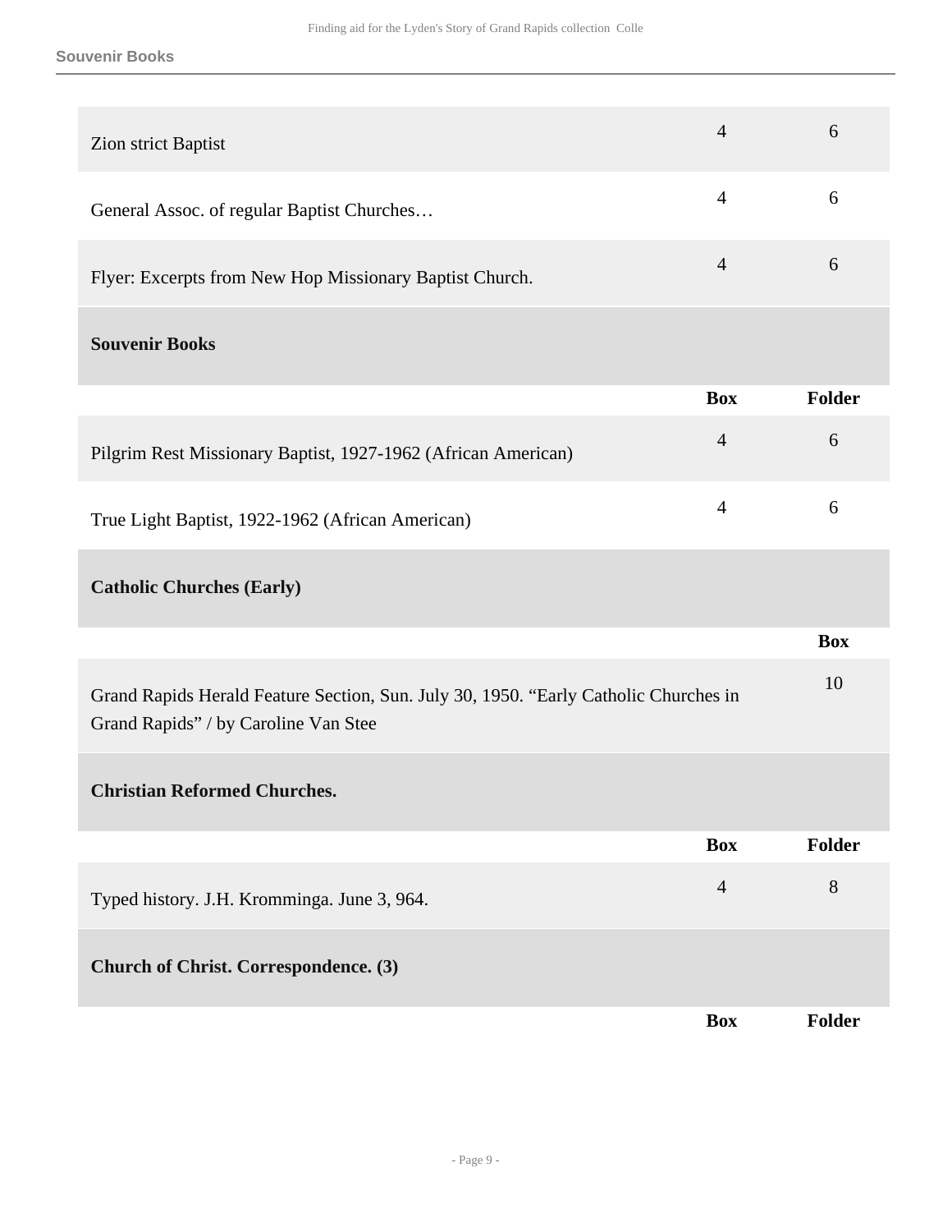| | Box | Folder |
|---|---|---|
| Zion strict Baptist | 4 | 6 |
| General Assoc. of regular Baptist Churches… | 4 | 6 |
| Flyer: Excerpts from New Hop Missionary Baptist Church. | 4 | 6 |

### Souvenir Books

| | Box | Folder |
|---|---|---|
| Pilgrim Rest Missionary Baptist, 1927-1962 (African American) | 4 | 6 |
| True Light Baptist, 1922-1962 (African American) | 4 | 6 |

### Catholic Churches (Early)

| | Box |
|---|---|
| Grand Rapids Herald Feature Section, Sun. July 30, 1950. “Early Catholic Churches in Grand Rapids” / by Caroline Van Stee | 10 |

### Christian Reformed Churches.

| | Box | Folder |
|---|---|---|
| Typed history. J.H. Kromminga. June 3, 964. | 4 | 8 |

### Church of Christ. Correspondence. (3)

| | Box | Folder |
|---|---|---|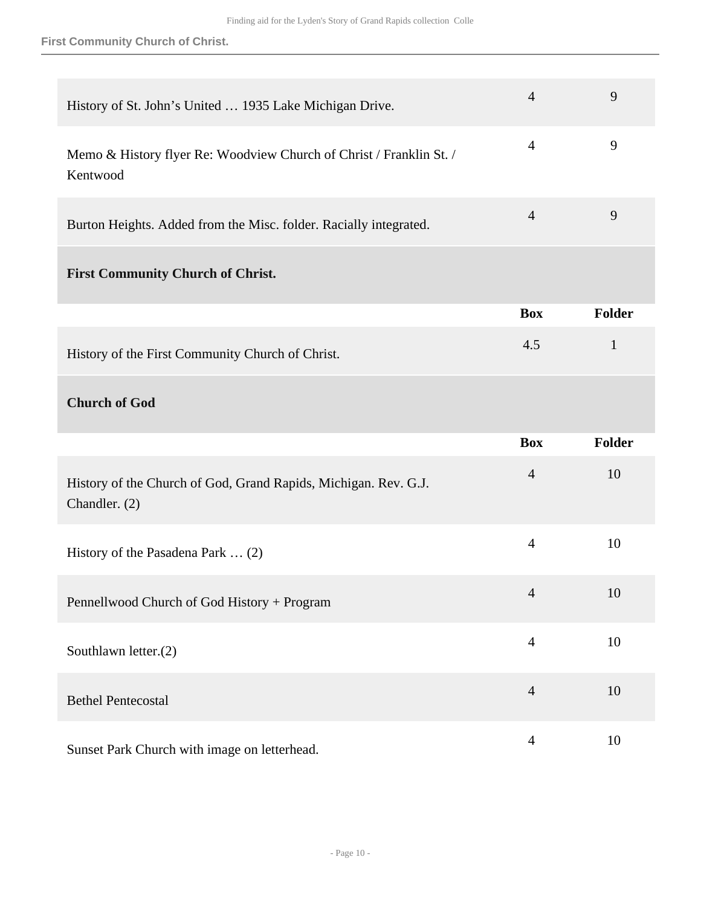| | Box | Folder |
|---|---|---|
| History of St. John's United … 1935 Lake Michigan Drive. | 4 | 9 |
| Memo & History flyer Re: Woodview Church of Christ / Franklin St. / Kentwood | 4 | 9 |
| Burton Heights. Added from the Misc. folder. Racially integrated. | 4 | 9 |

**First Community Church of Christ.**

| | Box | Folder |
|---|---|---|
| History of the First Community Church of Christ. | 4.5 | 1 |

**Church of God**

| | Box | Folder |
|---|---|---|
| History of the Church of God, Grand Rapids, Michigan. Rev. G.J. Chandler. (2) | 4 | 10 |
| History of the Pasadena Park … (2) | 4 | 10 |
| Pennellwood Church of God History + Program | 4 | 10 |
| Southlawn letter.(2) | 4 | 10 |
| Bethel Pentecostal | 4 | 10 |
| Sunset Park Church with image on letterhead. | 4 | 10 |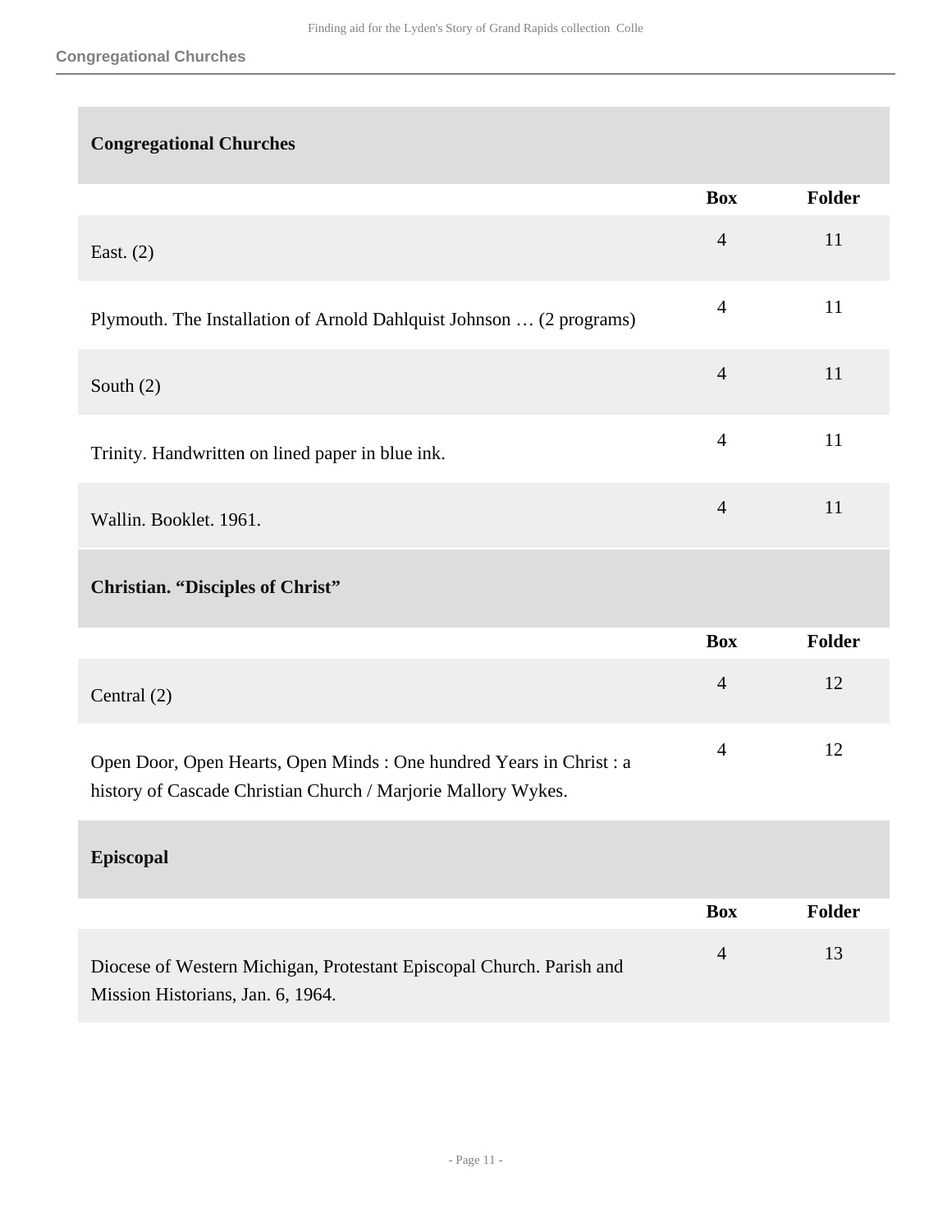## Congregational Churches

| | Box | Folder |
|---|---|---|
| East. (2) | 4 | 11 |
| Plymouth. The Installation of Arnold Dahlquist Johnson … (2 programs) | 4 | 11 |
| South (2) | 4 | 11 |
| Trinity. Handwritten on lined paper in blue ink. | 4 | 11 |
| Wallin. Booklet. 1961. | 4 | 11 |

## Christian. “Disciples of Christ”

| | Box | Folder |
|---|---|---|
| Central (2) | 4 | 12 |
| Open Door, Open Hearts, Open Minds : One hundred Years in Christ : a history of Cascade Christian Church / Marjorie Mallory Wykes. | 4 | 12 |

## Episcopal

| | Box | Folder |
|---|---|---|
| Diocese of Western Michigan, Protestant Episcopal Church. Parish and Mission Historians, Jan. 6, 1964. | 4 | 13 |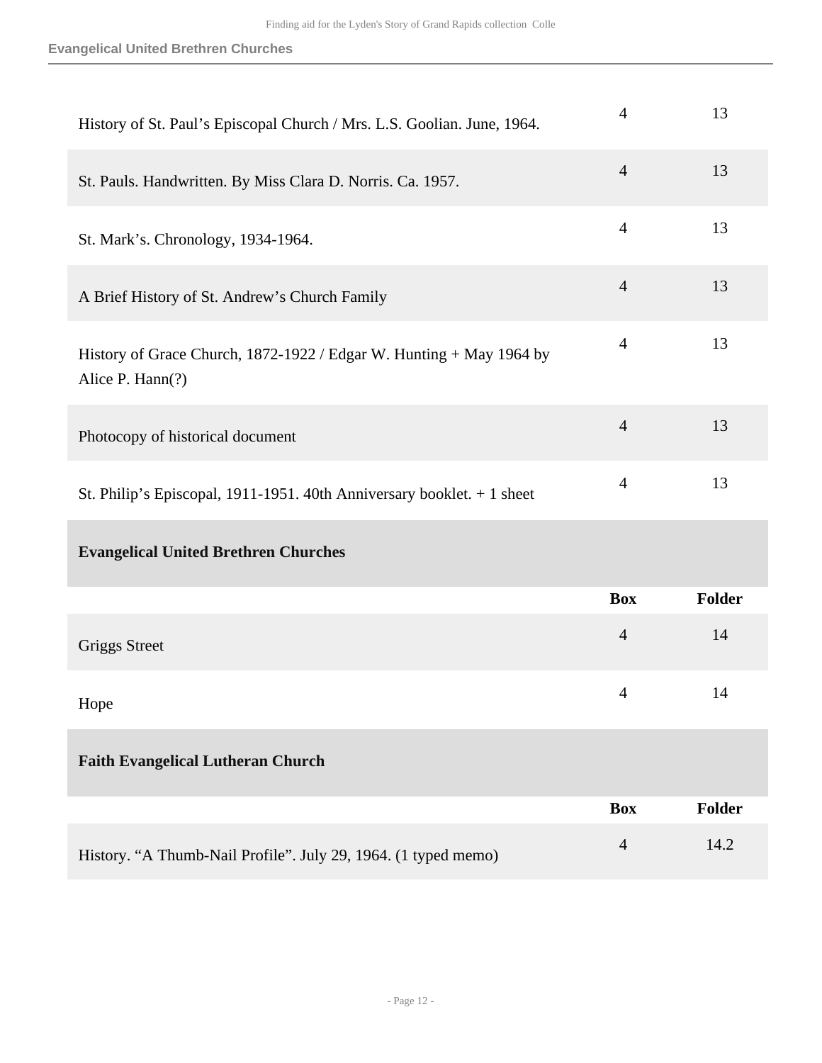| | Box | Folder |
|---|---|---|
| History of St. Paul's Episcopal Church / Mrs. L.S. Goolian. June, 1964. | 4 | 13 |
| St. Pauls. Handwritten. By Miss Clara D. Norris. Ca. 1957. | 4 | 13 |
| St. Mark's. Chronology, 1934-1964. | 4 | 13 |
| A Brief History of St. Andrew's Church Family | 4 | 13 |
| History of Grace Church, 1872-1922 / Edgar W. Hunting + May 1964 by Alice P. Hann(?) | 4 | 13 |
| Photocopy of historical document | 4 | 13 |
| St. Philip's Episcopal, 1911-1951. 40th Anniversary booklet. + 1 sheet | 4 | 13 |

### Evangelical United Brethren Churches

| | Box | Folder |
|---|---|---|
| Griggs Street | 4 | 14 |
| Hope | 4 | 14 |

### Faith Evangelical Lutheran Church

| | Box | Folder |
|---|---|---|
| History. "A Thumb-Nail Profile". July 29, 1964. (1 typed memo) | 4 | 14.2 |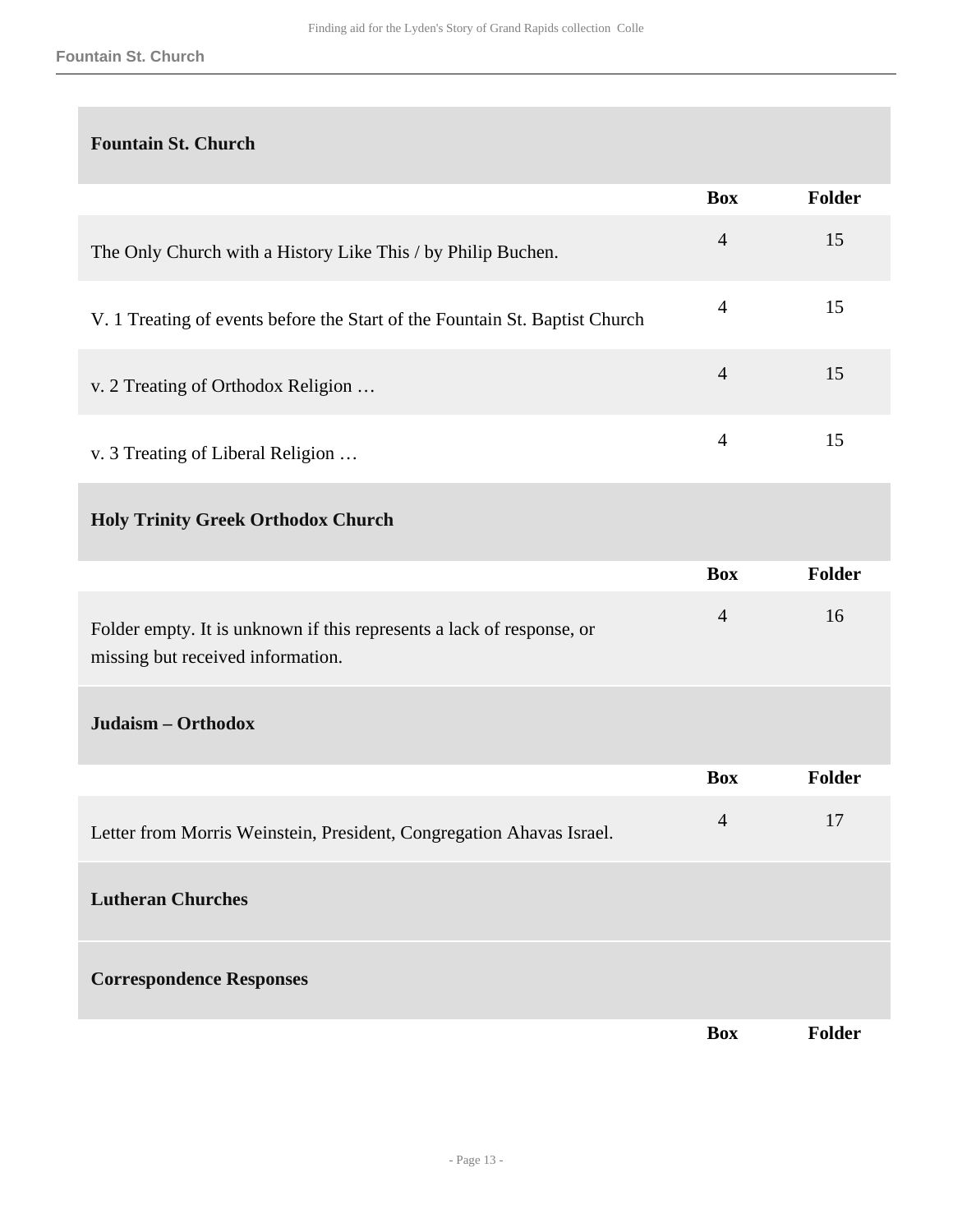### Fountain St. Church

| | Box | Folder |
|---|---|---|
| The Only Church with a History Like This / by Philip Buchen. | 4 | 15 |
| V. 1 Treating of events before the Start of the Fountain St. Baptist Church | 4 | 15 |
| v. 2 Treating of Orthodox Religion … | 4 | 15 |
| v. 3 Treating of Liberal Religion … | 4 | 15 |

### Holy Trinity Greek Orthodox Church

| | Box | Folder |
|---|---|---|
| Folder empty. It is unknown if this represents a lack of response, or missing but received information. | 4 | 16 |

### Judaism – Orthodox

| | Box | Folder |
|---|---|---|
| Letter from Morris Weinstein, President, Congregation Ahavas Israel. | 4 | 17 |

### Lutheran Churches

#### Correspondence Responses

| | Box | Folder |
|---|---|---|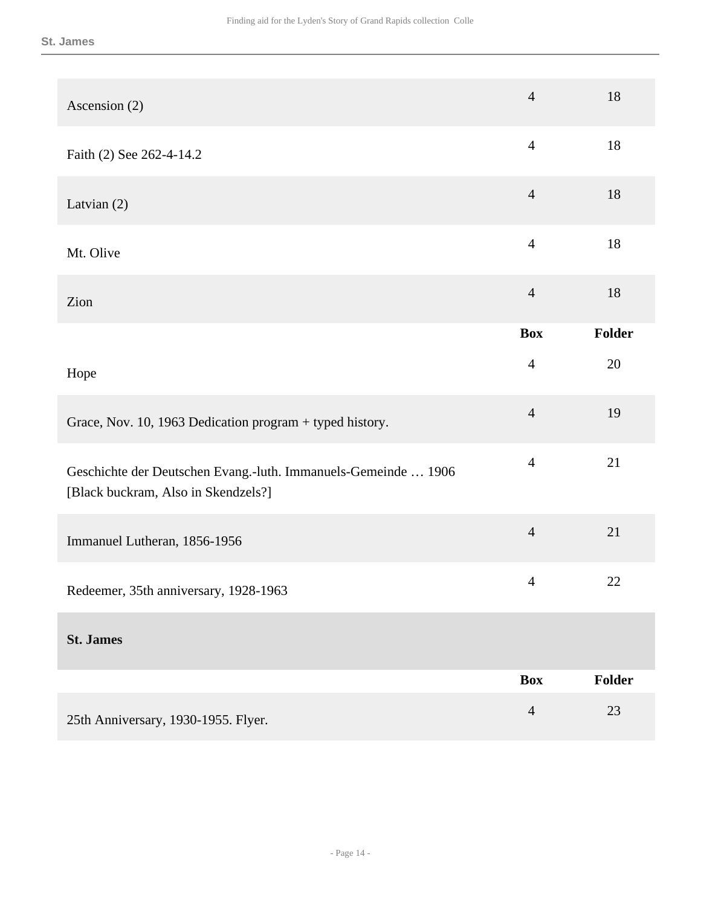| | Box | Folder |
|---|---|---|
| Ascension (2) | 4 | 18 |
| Faith (2) See 262-4-14.2 | 4 | 18 |
| Latvian (2) | 4 | 18 |
| Mt. Olive | 4 | 18 |
| Zion | 4 | 18 |

| | Box | Folder |
|---|---|---|
| Hope | 4 | 20 |
| Grace, Nov. 10, 1963 Dedication program + typed history. | 4 | 19 |
| Geschichte der Deutschen Evang.-luth. Immanuels-Gemeinde … 1906 [Black buckram, Also in Skendzels?] | 4 | 21 |
| Immanuel Lutheran, 1856-1956 | 4 | 21 |
| Redeemer, 35th anniversary, 1928-1963 | 4 | 22 |

### St. James

| | Box | Folder |
|---|---|---|
| 25th Anniversary, 1930-1955. Flyer. | 4 | 23 |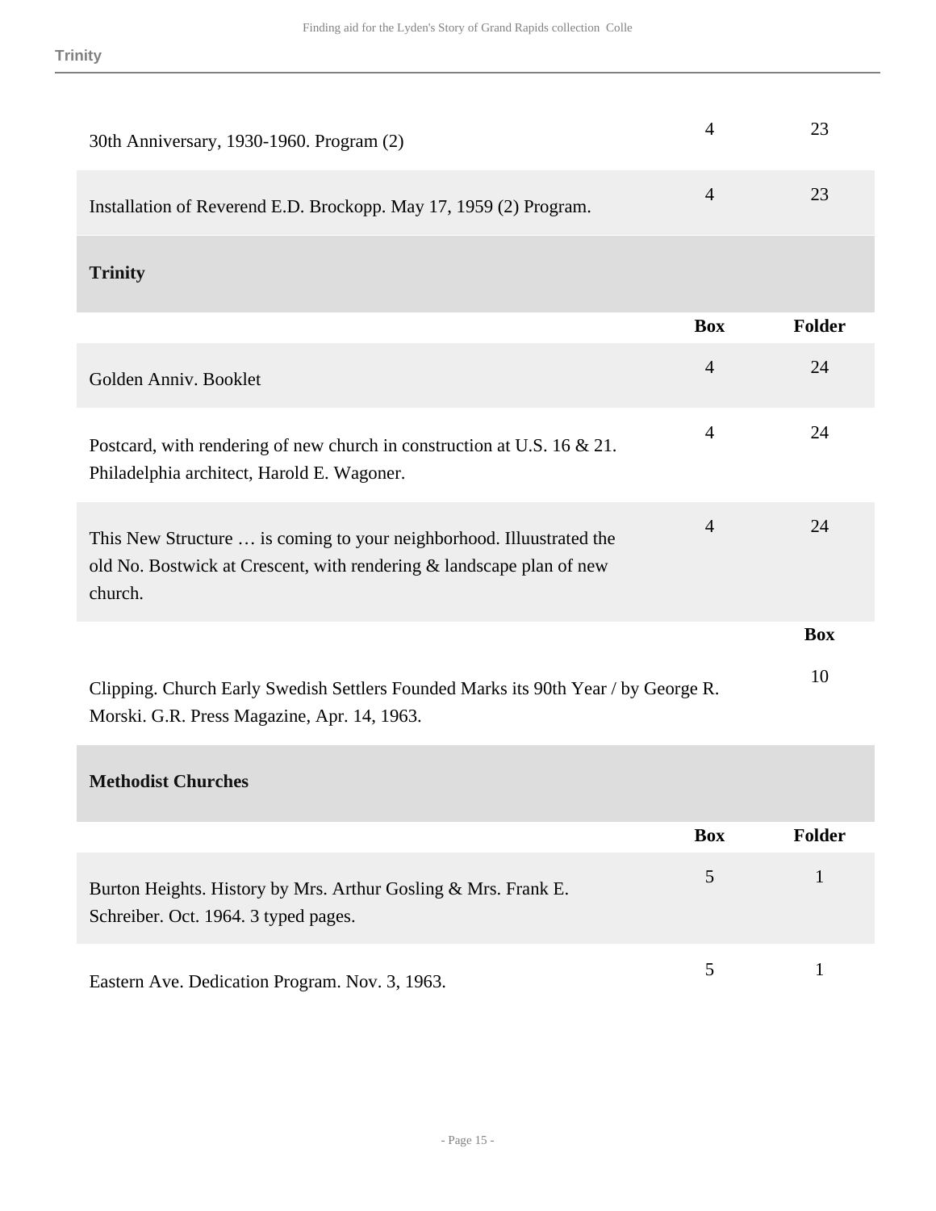| | Box | Folder |
|---|---|---|
| 30th Anniversary, 1930-1960. Program (2) | 4 | 23 |
| Installation of Reverend E.D. Brockopp. May 17, 1959 (2) Program. | 4 | 23 |

### Trinity

| | Box | Folder |
|---|---|---|
| Golden Anniv. Booklet | 4 | 24 |
| Postcard, with rendering of new church in construction at U.S. 16 & 21. Philadelphia architect, Harold E. Wagoner. | 4 | 24 |
| This New Structure … is coming to your neighborhood. Illuustrated the old No. Bostwick at Crescent, with rendering & landscape plan of new church. | 4 | 24 |

| | Box |
|---|---|
| Clipping. Church Early Swedish Settlers Founded Marks its 90th Year / by George R. Morski. G.R. Press Magazine, Apr. 14, 1963. | 10 |

### Methodist Churches

| | Box | Folder |
|---|---|---|
| Burton Heights. History by Mrs. Arthur Gosling & Mrs. Frank E. Schreiber. Oct. 1964. 3 typed pages. | 5 | 1 |
| Eastern Ave. Dedication Program. Nov. 3, 1963. | 5 | 1 |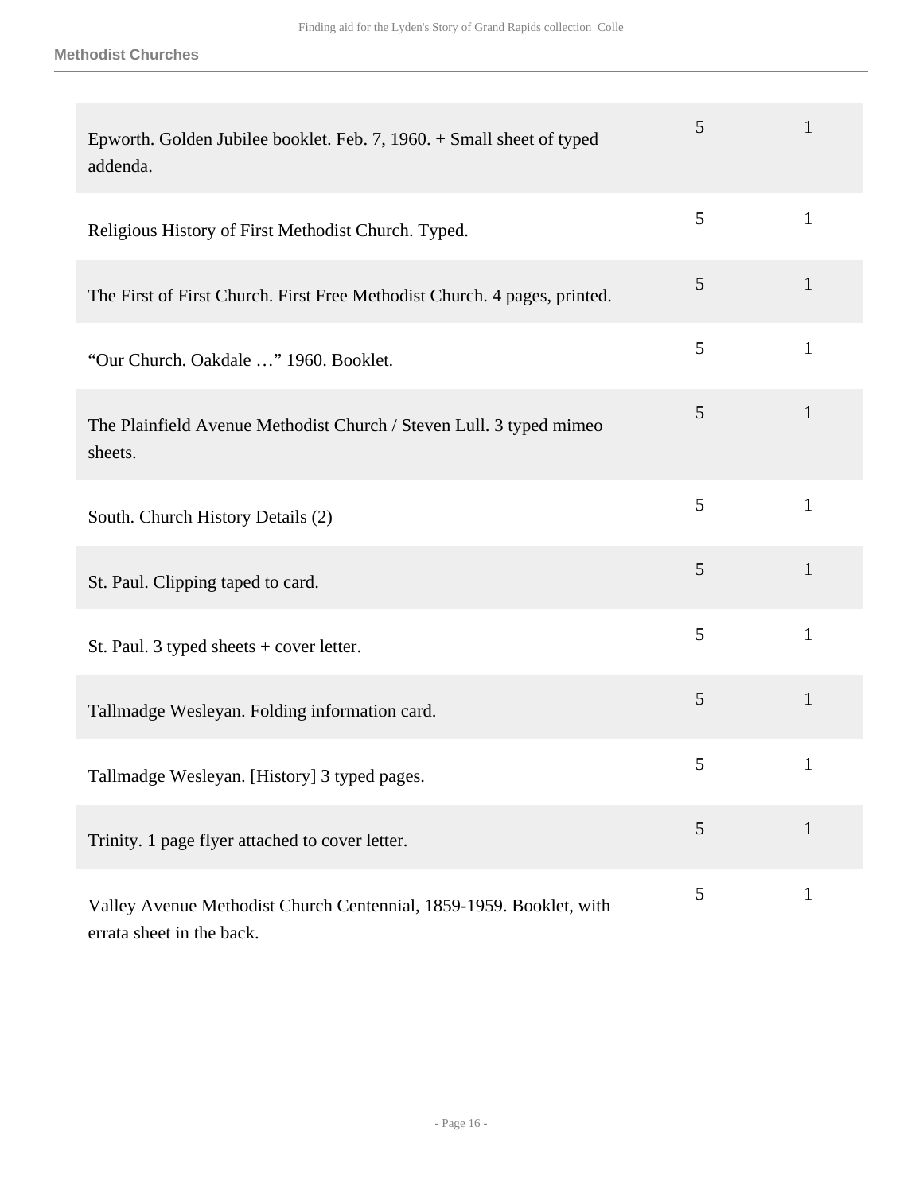### Methodist Churches

| | | |
|---|---|---|
| Epworth. Golden Jubilee booklet. Feb. 7, 1960. + Small sheet of typed addenda. | 5 | 1 |
| Religious History of First Methodist Church. Typed. | 5 | 1 |
| The First of First Church. First Free Methodist Church. 4 pages, printed. | 5 | 1 |
| “Our Church. Oakdale …” 1960. Booklet. | 5 | 1 |
| The Plainfield Avenue Methodist Church / Steven Lull. 3 typed mimeo sheets. | 5 | 1 |
| South. Church History Details (2) | 5 | 1 |
| St. Paul. Clipping taped to card. | 5 | 1 |
| St. Paul. 3 typed sheets + cover letter. | 5 | 1 |
| Tallmadge Wesleyan. Folding information card. | 5 | 1 |
| Tallmadge Wesleyan. [History] 3 typed pages. | 5 | 1 |
| Trinity. 1 page flyer attached to cover letter. | 5 | 1 |
| Valley Avenue Methodist Church Centennial, 1859-1959. Booklet, with errata sheet in the back. | 5 | 1 |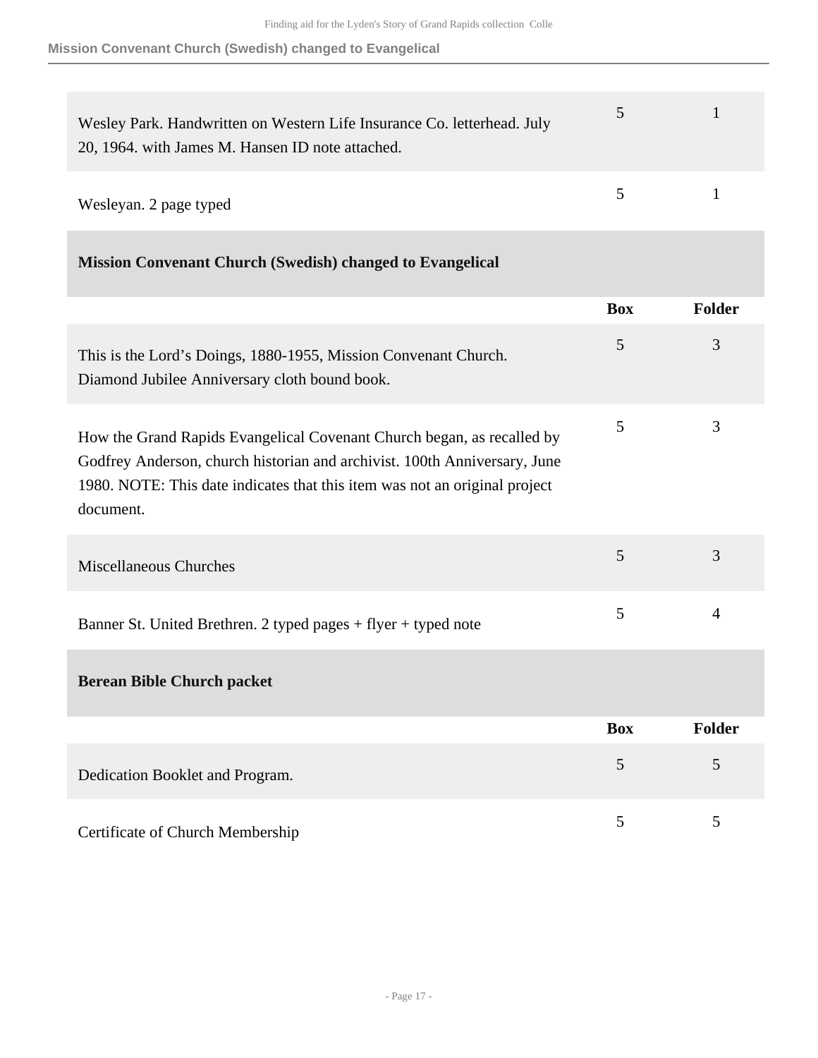| | Box | Folder |
|---|---|---|
| Wesley Park. Handwritten on Western Life Insurance Co. letterhead. July 20, 1964. with James M. Hansen ID note attached. | 5 | 1 |
| Wesleyan. 2 page typed | 5 | 1 |

### Mission Convenant Church (Swedish) changed to Evangelical

| | Box | Folder |
|---|---|---|
| This is the Lord's Doings, 1880-1955, Mission Convenant Church. Diamond Jubilee Anniversary cloth bound book. | 5 | 3 |
| How the Grand Rapids Evangelical Covenant Church began, as recalled by Godfrey Anderson, church historian and archivist. 100th Anniversary, June 1980. NOTE: This date indicates that this item was not an original project document. | 5 | 3 |
| Miscellaneous Churches | 5 | 3 |
| Banner St. United Brethren. 2 typed pages + flyer + typed note | 5 | 4 |

### Berean Bible Church packet

| | Box | Folder |
|---|---|---|
| Dedication Booklet and Program. | 5 | 5 |
| Certificate of Church Membership | 5 | 5 |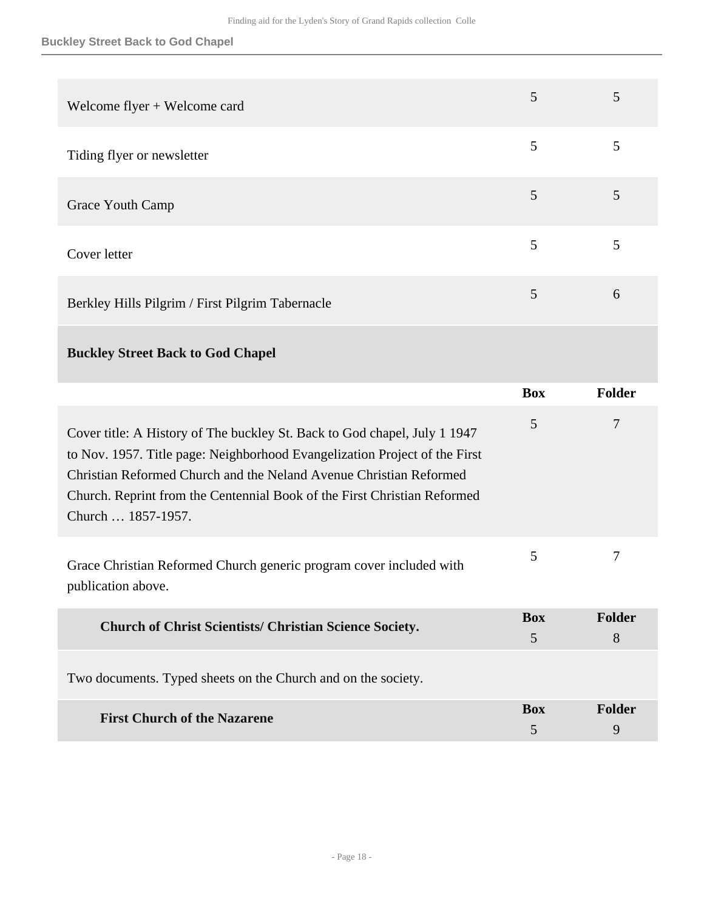| | | |
|---|---|---|
| Welcome flyer + Welcome card | 5 | 5 |
| Tiding flyer or newsletter | 5 | 5 |
| Grace Youth Camp | 5 | 5 |
| Cover letter | 5 | 5 |
| Berkley Hills Pilgrim / First Pilgrim Tabernacle | 5 | 6 |

### Buckley Street Back to God Chapel

| | Box | Folder |
|---|---|---|
| Cover title: A History of The buckley St. Back to God chapel, July 1 1947 to Nov. 1957. Title page: Neighborhood Evangelization Project of the First Christian Reformed Church and the Neland Avenue Christian Reformed Church. Reprint from the Centennial Book of the First Christian Reformed Church … 1857-1957. | 5 | 7 |
| Grace Christian Reformed Church generic program cover included with publication above. | 5 | 7 |

| Church of Christ Scientists/ Christian Science Society. | Box | Folder |
|---|---|---|
| | 5 | 8 |

Two documents. Typed sheets on the Church and on the society.

| First Church of the Nazarene | Box | Folder |
|---|---|---|
| | 5 | 9 |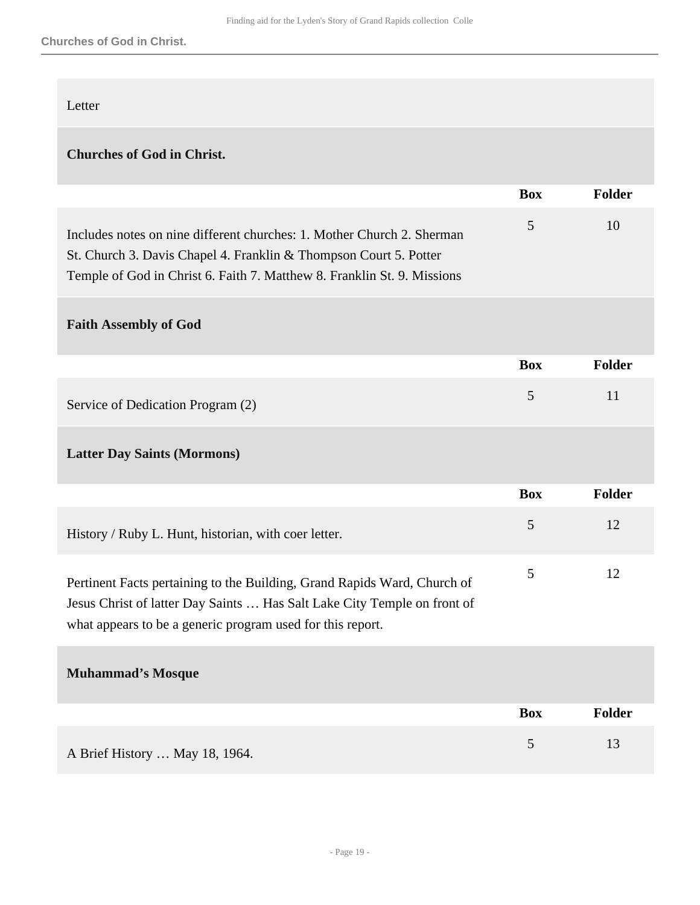Letter

### Churches of God in Christ.

| | Box | Folder |
|---|---|---|
| Includes notes on nine different churches: 1. Mother Church 2. Sherman St. Church 3. Davis Chapel 4. Franklin & Thompson Court 5. Potter Temple of God in Christ 6. Faith 7. Matthew 8. Franklin St. 9. Missions | 5 | 10 |

### Faith Assembly of God

| | Box | Folder |
|---|---|---|
| Service of Dedication Program (2) | 5 | 11 |

### Latter Day Saints (Mormons)

| | Box | Folder |
|---|---|---|
| History / Ruby L. Hunt, historian, with coer letter. | 5 | 12 |
| Pertinent Facts pertaining to the Building, Grand Rapids Ward, Church of Jesus Christ of latter Day Saints … Has Salt Lake City Temple on front of what appears to be a generic program used for this report. | 5 | 12 |

### Muhammad's Mosque

| | Box | Folder |
|---|---|---|
| A Brief History … May 18, 1964. | 5 | 13 |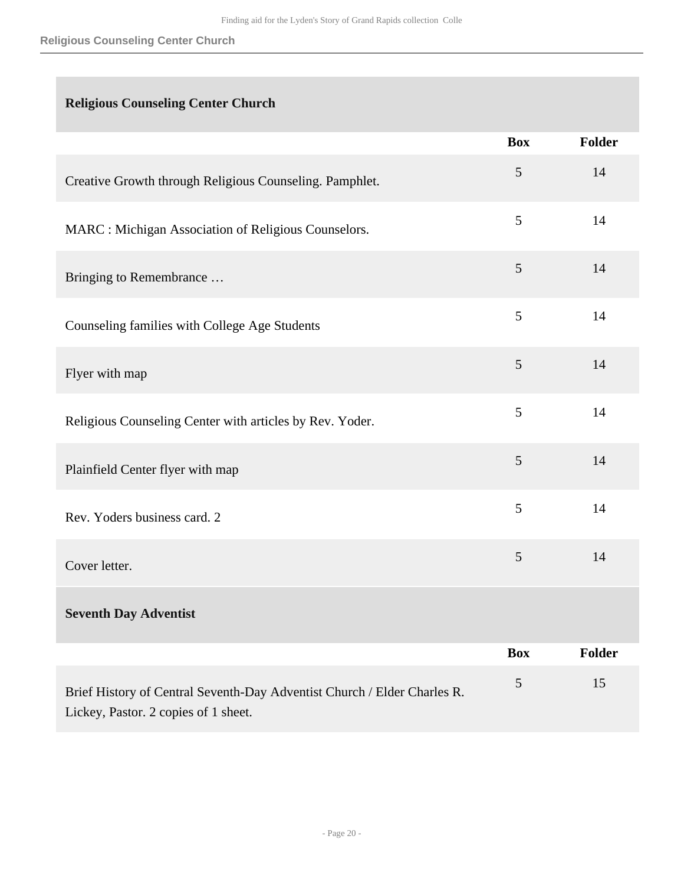## Religious Counseling Center Church

| | Box | Folder |
|---|---|---|
| Creative Growth through Religious Counseling. Pamphlet. | 5 | 14 |
| MARC : Michigan Association of Religious Counselors. | 5 | 14 |
| Bringing to Remembrance … | 5 | 14 |
| Counseling families with College Age Students | 5 | 14 |
| Flyer with map | 5 | 14 |
| Religious Counseling Center with articles by Rev. Yoder. | 5 | 14 |
| Plainfield Center flyer with map | 5 | 14 |
| Rev. Yoders business card. 2 | 5 | 14 |
| Cover letter. | 5 | 14 |

## Seventh Day Adventist

| | Box | Folder |
|---|---|---|
| Brief History of Central Seventh-Day Adventist Church / Elder Charles R. Lickey, Pastor. 2 copies of 1 sheet. | 5 | 15 |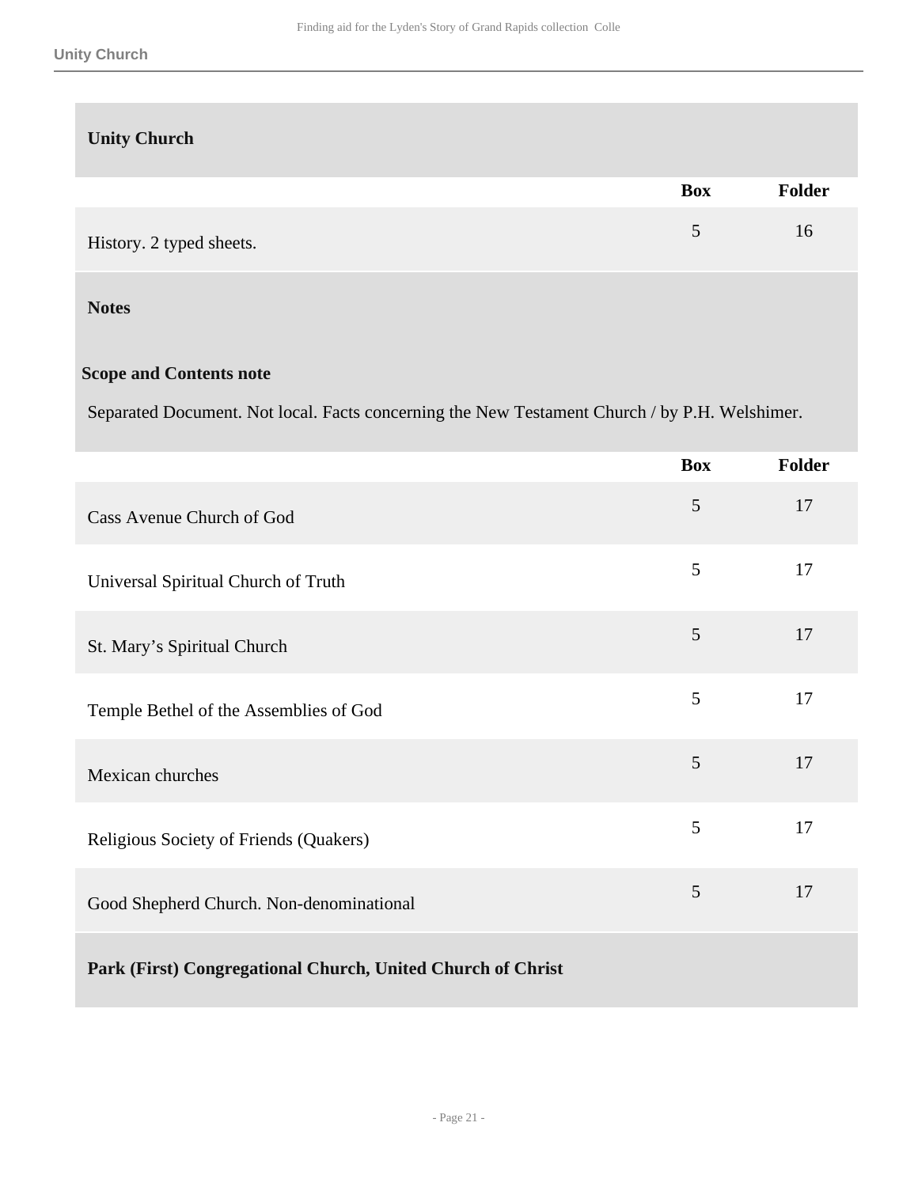### Unity Church

| | Box | Folder |
|---|---|---|
| History. 2 typed sheets. | 5 | 16 |

**Notes**

**Scope and Contents note**

Separated Document. Not local. Facts concerning the New Testament Church / by P.H. Welshimer.

| | Box | Folder |
|---|---|---|
| Cass Avenue Church of God | 5 | 17 |
| Universal Spiritual Church of Truth | 5 | 17 |
| St. Mary’s Spiritual Church | 5 | 17 |
| Temple Bethel of the Assemblies of God | 5 | 17 |
| Mexican churches | 5 | 17 |
| Religious Society of Friends (Quakers) | 5 | 17 |
| Good Shepherd Church. Non-denominational | 5 | 17 |

### Park (First) Congregational Church, United Church of Christ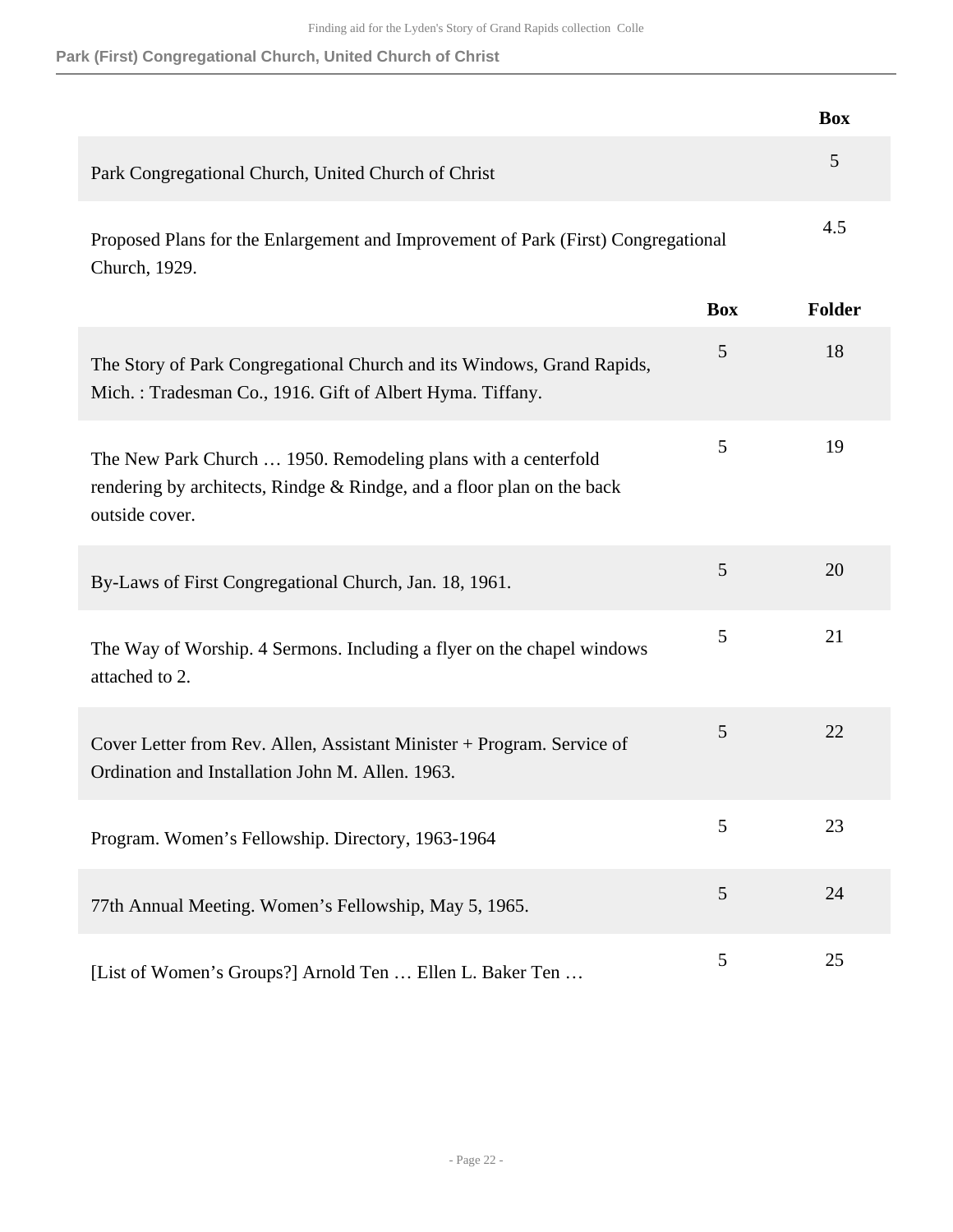| | Box |
|---|---|
| Park Congregational Church, United Church of Christ | 5 |
| Proposed Plans for the Enlargement and Improvement of Park (First) Congregational Church, 1929. | 4.5 |

| | Box | Folder |
|---|---|---|
| The Story of Park Congregational Church and its Windows, Grand Rapids, Mich. : Tradesman Co., 1916. Gift of Albert Hyma. Tiffany. | 5 | 18 |
| The New Park Church … 1950. Remodeling plans with a centerfold rendering by architects, Rindge & Rindge, and a floor plan on the back outside cover. | 5 | 19 |
| By-Laws of First Congregational Church, Jan. 18, 1961. | 5 | 20 |
| The Way of Worship. 4 Sermons. Including a flyer on the chapel windows attached to 2. | 5 | 21 |
| Cover Letter from Rev. Allen, Assistant Minister + Program. Service of Ordination and Installation John M. Allen. 1963. | 5 | 22 |
| Program. Women's Fellowship. Directory, 1963-1964 | 5 | 23 |
| 77th Annual Meeting. Women's Fellowship, May 5, 1965. | 5 | 24 |
| [List of Women's Groups?] Arnold Ten … Ellen L. Baker Ten … | 5 | 25 |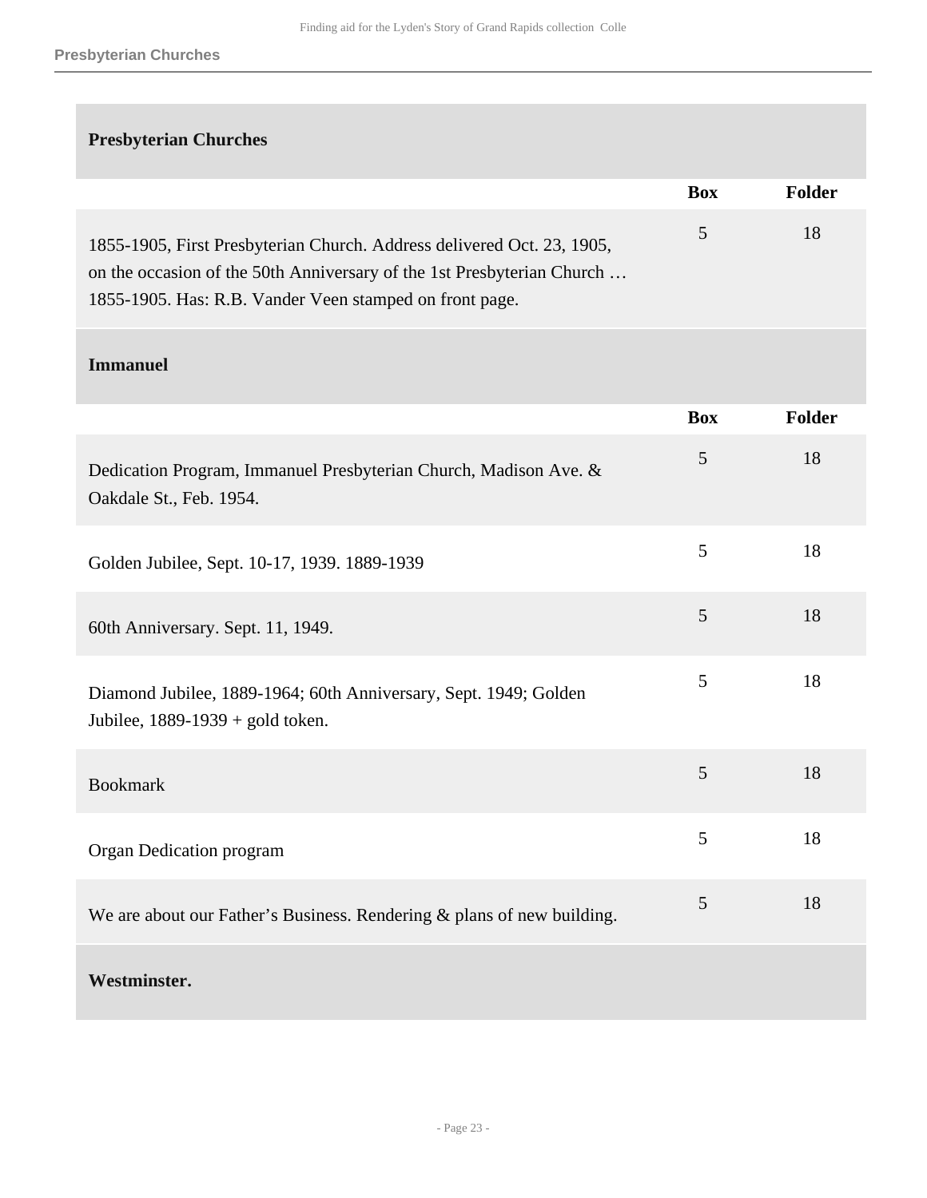## Presbyterian Churches

| | Box | Folder |
|---|---|---|
| 1855-1905, First Presbyterian Church. Address delivered Oct. 23, 1905, on the occasion of the 50th Anniversary of the 1st Presbyterian Church … 1855-1905. Has: R.B. Vander Veen stamped on front page. | 5 | 18 |

### Immanuel

| | Box | Folder |
|---|---|---|
| Dedication Program, Immanuel Presbyterian Church, Madison Ave. & Oakdale St., Feb. 1954. | 5 | 18 |
| Golden Jubilee, Sept. 10-17, 1939. 1889-1939 | 5 | 18 |
| 60th Anniversary. Sept. 11, 1949. | 5 | 18 |
| Diamond Jubilee, 1889-1964; 60th Anniversary, Sept. 1949; Golden Jubilee, 1889-1939 + gold token. | 5 | 18 |
| Bookmark | 5 | 18 |
| Organ Dedication program | 5 | 18 |
| We are about our Father's Business. Rendering & plans of new building. | 5 | 18 |

### Westminster.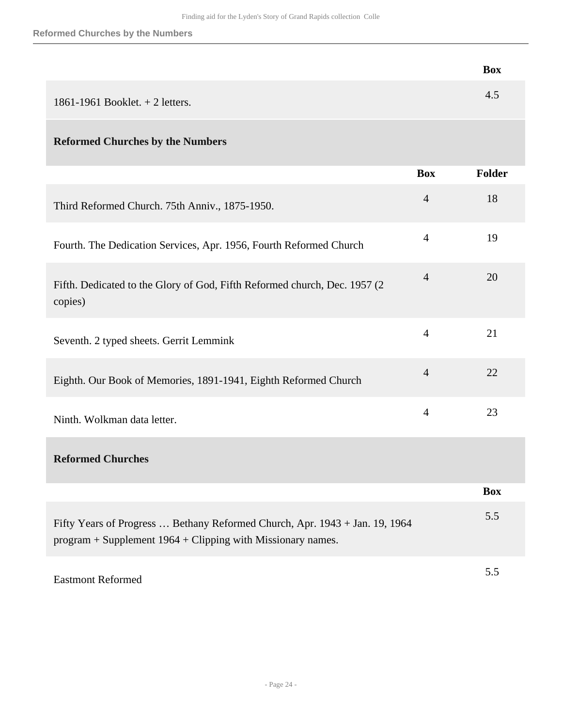| | Box |
|---|---|
| 1861-1961 Booklet. + 2 letters. | 4.5 |

## Reformed Churches by the Numbers

| | Box | Folder |
|---|---|---|
| Third Reformed Church. 75th Anniv., 1875-1950. | 4 | 18 |
| Fourth. The Dedication Services, Apr. 1956, Fourth Reformed Church | 4 | 19 |
| Fifth. Dedicated to the Glory of God, Fifth Reformed church, Dec. 1957 (2 copies) | 4 | 20 |
| Seventh. 2 typed sheets. Gerrit Lemmink | 4 | 21 |
| Eighth. Our Book of Memories, 1891-1941, Eighth Reformed Church | 4 | 22 |
| Ninth. Wolkman data letter. | 4 | 23 |

## Reformed Churches

| | Box |
|---|---|
| Fifty Years of Progress … Bethany Reformed Church, Apr. 1943 + Jan. 19, 1964 program + Supplement 1964 + Clipping with Missionary names. | 5.5 |
| Eastmont Reformed | 5.5 |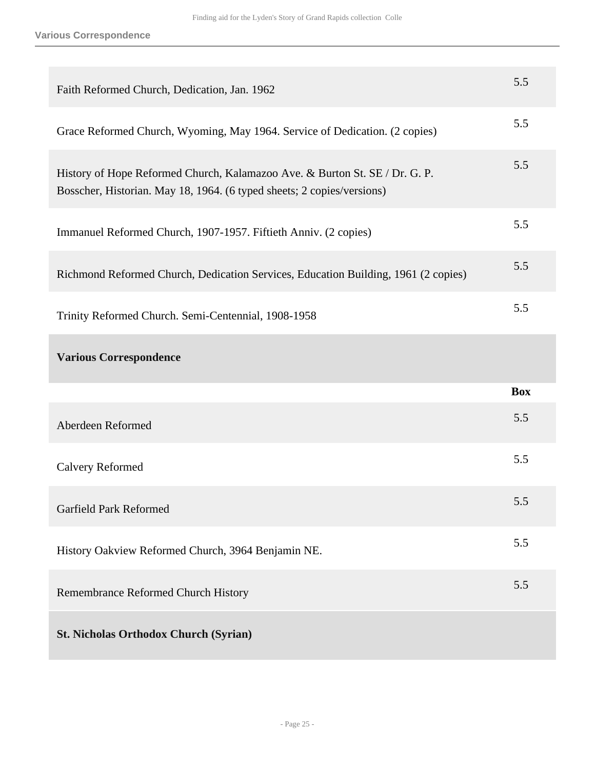| | |
|---|---|
| Faith Reformed Church, Dedication, Jan. 1962 | 5.5 |
| Grace Reformed Church, Wyoming, May 1964. Service of Dedication. (2 copies) | 5.5 |
| History of Hope Reformed Church, Kalamazoo Ave. & Burton St. SE / Dr. G. P. Bosscher, Historian. May 18, 1964. (6 typed sheets; 2 copies/versions) | 5.5 |
| Immanuel Reformed Church, 1907-1957. Fiftieth Anniv. (2 copies) | 5.5 |
| Richmond Reformed Church, Dedication Services, Education Building, 1961 (2 copies) | 5.5 |
| Trinity Reformed Church. Semi-Centennial, 1908-1958 | 5.5 |

**Various Correspondence**

| | Box |
|---|---|
| Aberdeen Reformed | 5.5 |
| Calvery Reformed | 5.5 |
| Garfield Park Reformed | 5.5 |
| History Oakview Reformed Church, 3964 Benjamin NE. | 5.5 |
| Remembrance Reformed Church History | 5.5 |

**St. Nicholas Orthodox Church (Syrian)**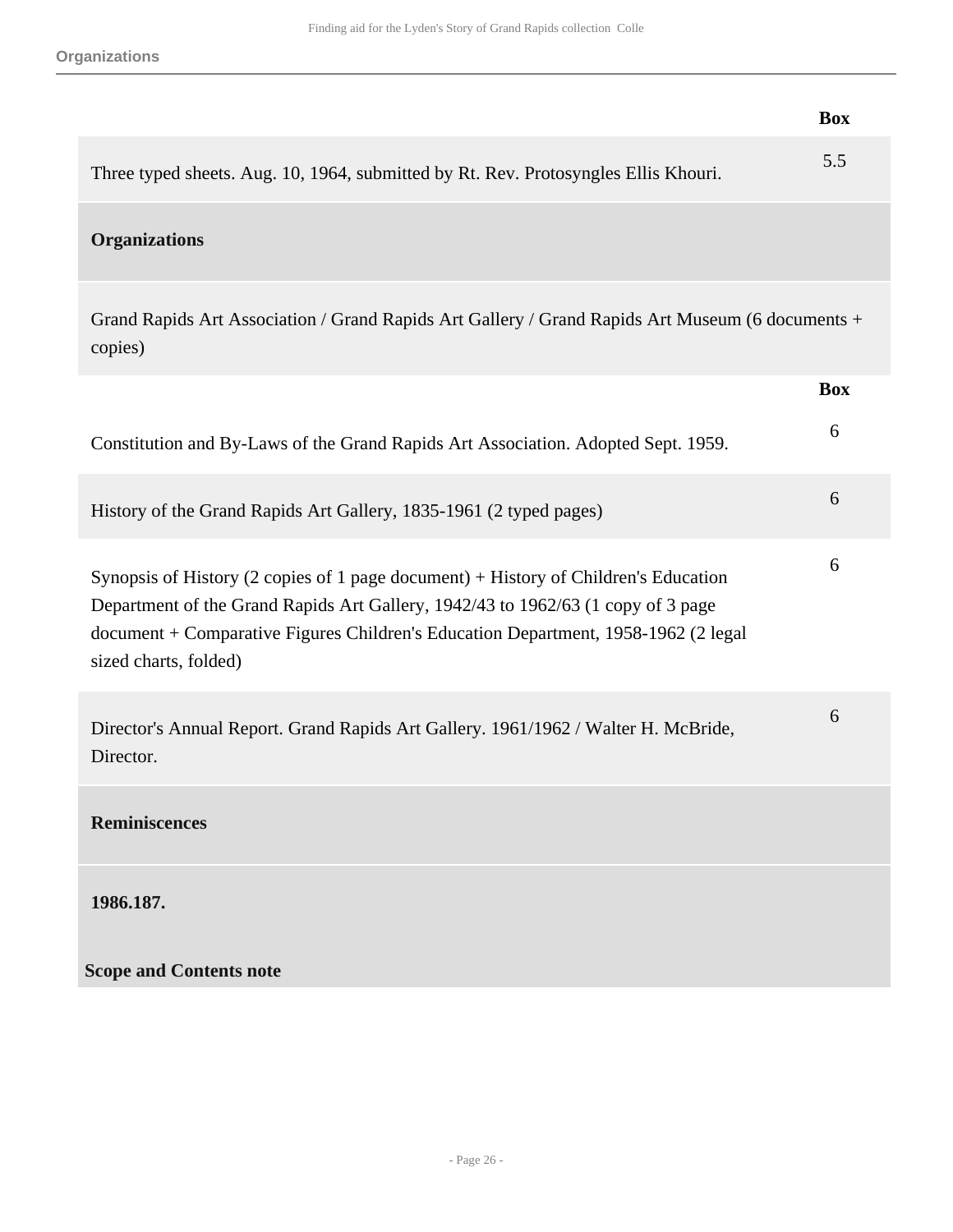| | Box |
|---|---|
| Three typed sheets. Aug. 10, 1964, submitted by Rt. Rev. Protosyngles Ellis Khouri. | 5.5 |

### Organizations

#### Grand Rapids Art Association / Grand Rapids Art Gallery / Grand Rapids Art Museum (6 documents + copies)

| | Box |
|---|---|
| Constitution and By-Laws of the Grand Rapids Art Association. Adopted Sept. 1959. | 6 |
| History of the Grand Rapids Art Gallery, 1835-1961 (2 typed pages) | 6 |
| Synopsis of History (2 copies of 1 page document) + History of Children's Education Department of the Grand Rapids Art Gallery, 1942/43 to 1962/63 (1 copy of 3 page document + Comparative Figures Children's Education Department, 1958-1962 (2 legal sized charts, folded) | 6 |
| Director's Annual Report. Grand Rapids Art Gallery. 1961/1962 / Walter H. McBride, Director. | 6 |

### Reminiscences

#### 1986.187.

**Scope and Contents note**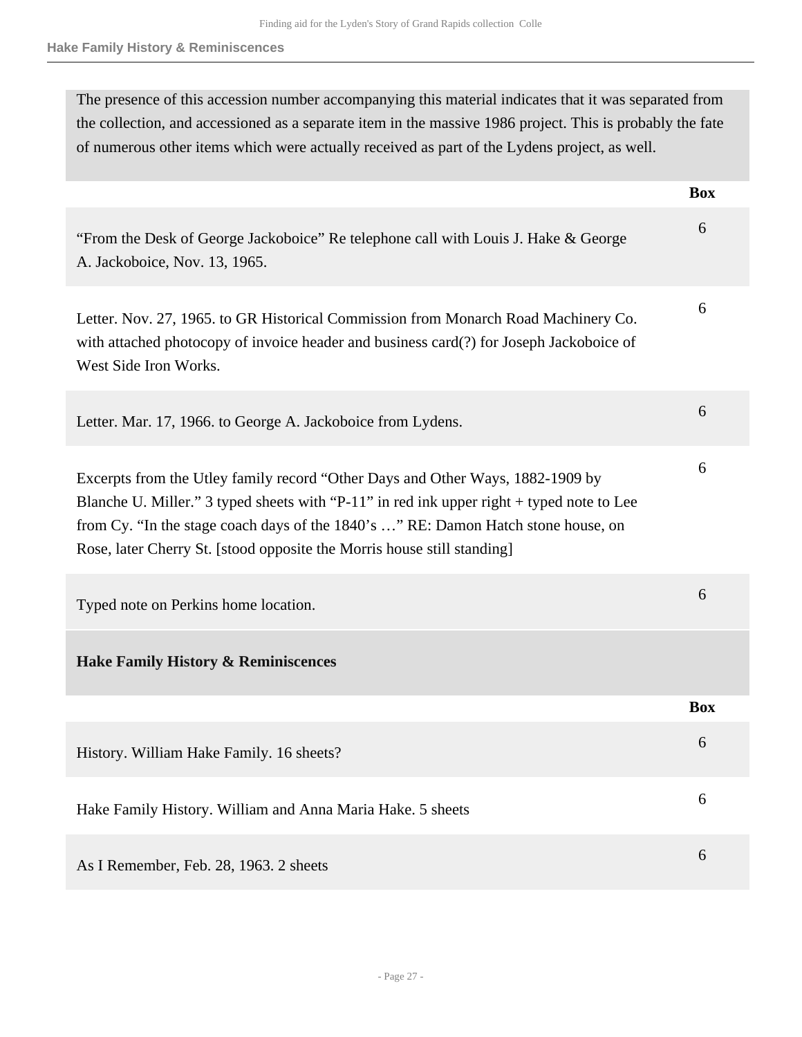The presence of this accession number accompanying this material indicates that it was separated from the collection, and accessioned as a separate item in the massive 1986 project. This is probably the fate of numerous other items which were actually received as part of the Lydens project, as well.

| | Box |
| --- | --- |
| “From the Desk of George Jackoboice” Re telephone call with Louis J. Hake & George A. Jackoboice, Nov. 13, 1965. | 6 |
| Letter. Nov. 27, 1965. to GR Historical Commission from Monarch Road Machinery Co. with attached photocopy of invoice header and business card(?) for Joseph Jackoboice of West Side Iron Works. | 6 |
| Letter. Mar. 17, 1966. to George A. Jackoboice from Lydens. | 6 |
| Excerpts from the Utley family record “Other Days and Other Ways, 1882-1909 by Blanche U. Miller.” 3 typed sheets with “P-11” in red ink upper right + typed note to Lee from Cy. “In the stage coach days of the 1840’s …” RE: Damon Hatch stone house, on Rose, later Cherry St. [stood opposite the Morris house still standing] | 6 |
| Typed note on Perkins home location. | 6 |

**Hake Family History & Reminiscences**

| | Box |
| --- | --- |
| History. William Hake Family. 16 sheets? | 6 |
| Hake Family History. William and Anna Maria Hake. 5 sheets | 6 |
| As I Remember, Feb. 28, 1963. 2 sheets | 6 |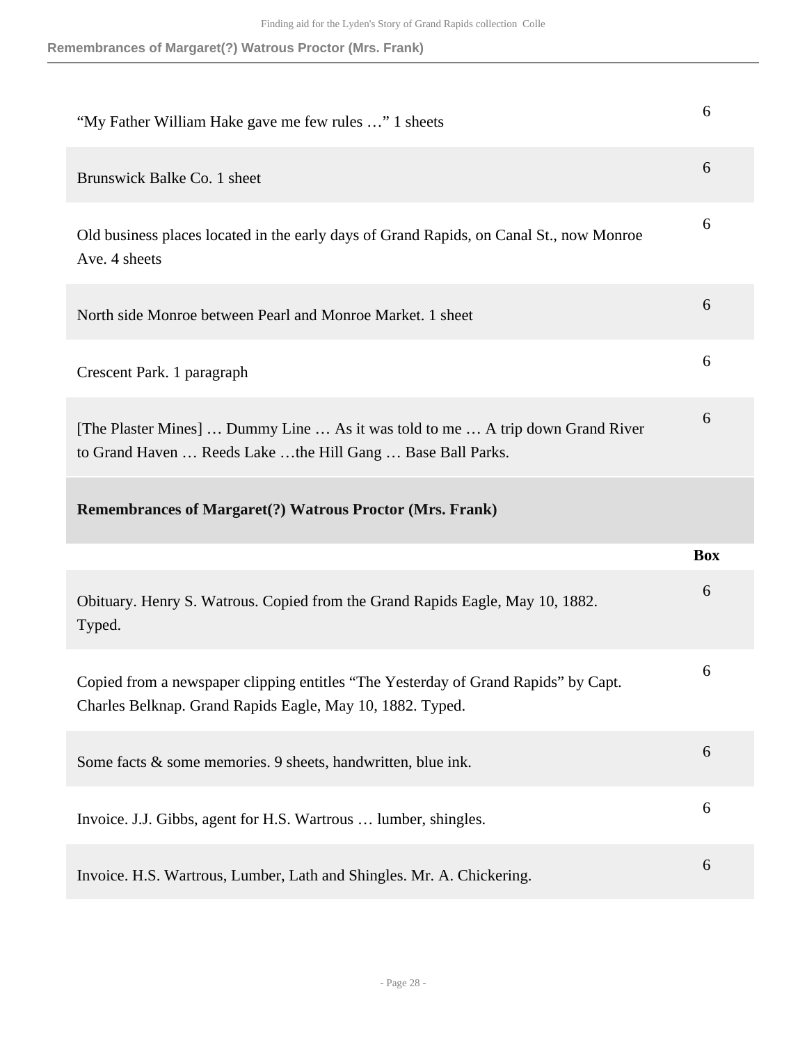| | |
|---|---|
| "My Father William Hake gave me few rules …" 1 sheets | 6 |
| Brunswick Balke Co. 1 sheet | 6 |
| Old business places located in the early days of Grand Rapids, on Canal St., now Monroe Ave. 4 sheets | 6 |
| North side Monroe between Pearl and Monroe Market. 1 sheet | 6 |
| Crescent Park. 1 paragraph | 6 |
| [The Plaster Mines] … Dummy Line … As it was told to me … A trip down Grand River to Grand Haven … Reeds Lake …the Hill Gang … Base Ball Parks. | 6 |

## Remembrances of Margaret(?) Watrous Proctor (Mrs. Frank)

| | Box |
|---|---|
| Obituary. Henry S. Watrous. Copied from the Grand Rapids Eagle, May 10, 1882. Typed. | 6 |
| Copied from a newspaper clipping entitles "The Yesterday of Grand Rapids" by Capt. Charles Belknap. Grand Rapids Eagle, May 10, 1882. Typed. | 6 |
| Some facts & some memories. 9 sheets, handwritten, blue ink. | 6 |
| Invoice. J.J. Gibbs, agent for H.S. Wartrous … lumber, shingles. | 6 |
| Invoice. H.S. Wartrous, Lumber, Lath and Shingles. Mr. A. Chickering. | 6 |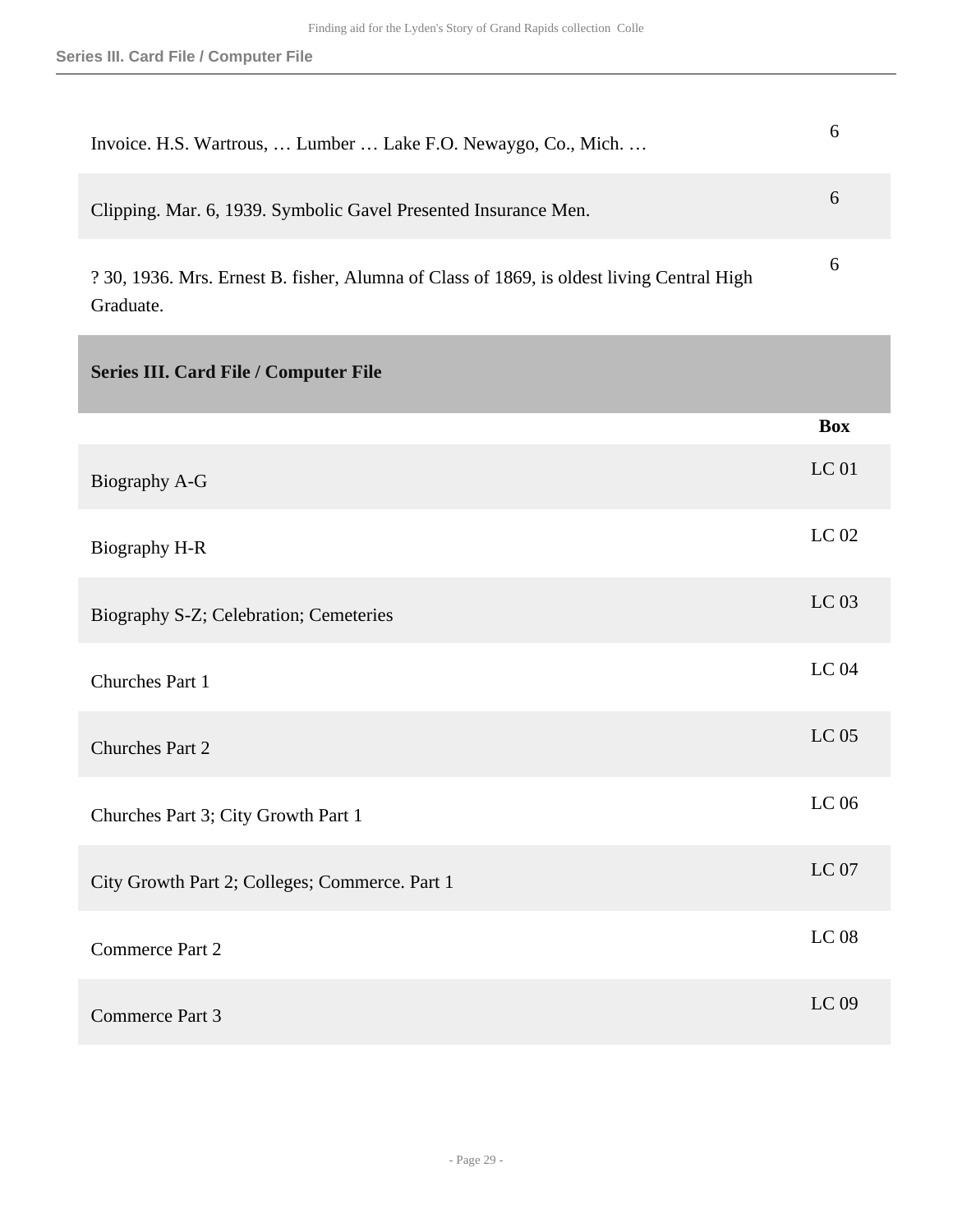| | |
|---|---|
| Invoice. H.S. Wartrous, … Lumber … Lake F.O. Newaygo, Co., Mich. … | 6 |
| Clipping. Mar. 6, 1939. Symbolic Gavel Presented Insurance Men. | 6 |
| ? 30, 1936. Mrs. Ernest B. fisher, Alumna of Class of 1869, is oldest living Central High Graduate. | 6 |

## Series III. Card File / Computer File

| | Box |
|---|---|
| Biography A-G | LC 01 |
| Biography H-R | LC 02 |
| Biography S-Z; Celebration; Cemeteries | LC 03 |
| Churches Part 1 | LC 04 |
| Churches Part 2 | LC 05 |
| Churches Part 3; City Growth Part 1 | LC 06 |
| City Growth Part 2; Colleges; Commerce. Part 1 | LC 07 |
| Commerce Part 2 | LC 08 |
| Commerce Part 3 | LC 09 |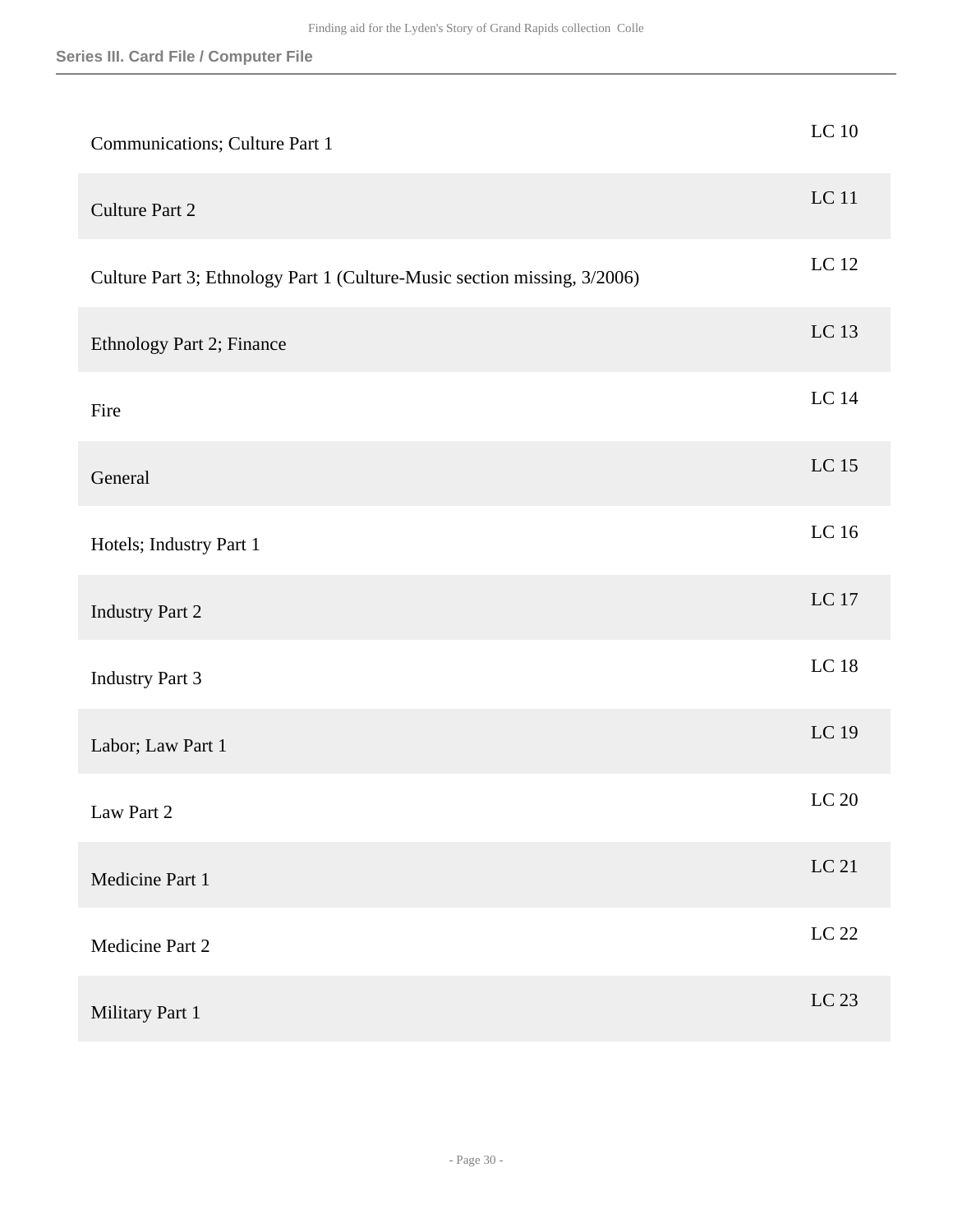| | |
|---|---|
| Communications; Culture Part 1 | LC 10 |
| Culture Part 2 | LC 11 |
| Culture Part 3; Ethnology Part 1 (Culture-Music section missing, 3/2006) | LC 12 |
| Ethnology Part 2; Finance | LC 13 |
| Fire | LC 14 |
| General | LC 15 |
| Hotels; Industry Part 1 | LC 16 |
| Industry Part 2 | LC 17 |
| Industry Part 3 | LC 18 |
| Labor; Law Part 1 | LC 19 |
| Law Part 2 | LC 20 |
| Medicine Part 1 | LC 21 |
| Medicine Part 2 | LC 22 |
| Military Part 1 | LC 23 |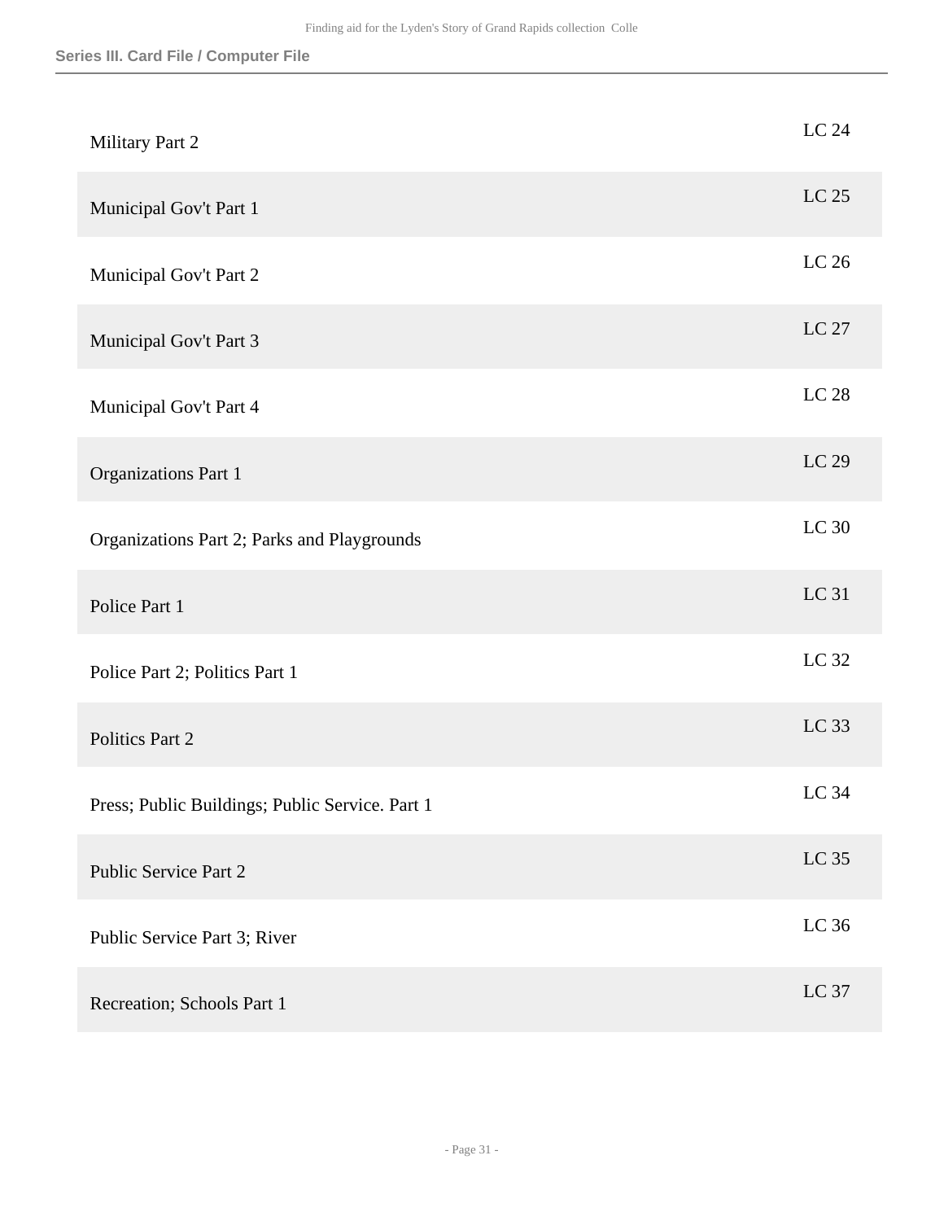| | |
|---|---|
| Military Part 2 | LC 24 |
| Municipal Gov't Part 1 | LC 25 |
| Municipal Gov't Part 2 | LC 26 |
| Municipal Gov't Part 3 | LC 27 |
| Municipal Gov't Part 4 | LC 28 |
| Organizations Part 1 | LC 29 |
| Organizations Part 2; Parks and Playgrounds | LC 30 |
| Police Part 1 | LC 31 |
| Police Part 2; Politics Part 1 | LC 32 |
| Politics Part 2 | LC 33 |
| Press; Public Buildings; Public Service. Part 1 | LC 34 |
| Public Service Part 2 | LC 35 |
| Public Service Part 3; River | LC 36 |
| Recreation; Schools Part 1 | LC 37 |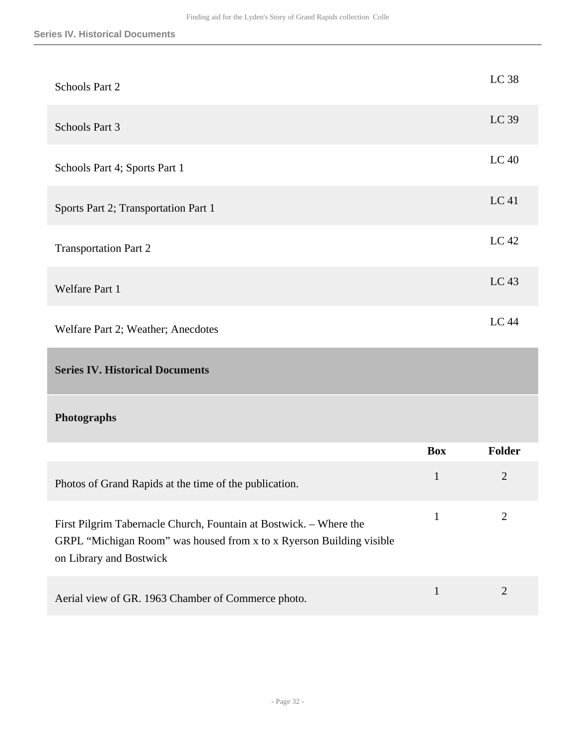| | |
|---|---|
| Schools Part 2 | LC 38 |
| Schools Part 3 | LC 39 |
| Schools Part 4; Sports Part 1 | LC 40 |
| Sports Part 2; Transportation Part 1 | LC 41 |
| Transportation Part 2 | LC 42 |
| Welfare Part 1 | LC 43 |
| Welfare Part 2; Weather; Anecdotes | LC 44 |

## Series IV. Historical Documents

### Photographs

| | Box | Folder |
|---|---|---|
| Photos of Grand Rapids at the time of the publication. | 1 | 2 |
| First Pilgrim Tabernacle Church, Fountain at Bostwick. – Where the GRPL "Michigan Room" was housed from x to x Ryerson Building visible on Library and Bostwick | 1 | 2 |
| Aerial view of GR. 1963 Chamber of Commerce photo. | 1 | 2 |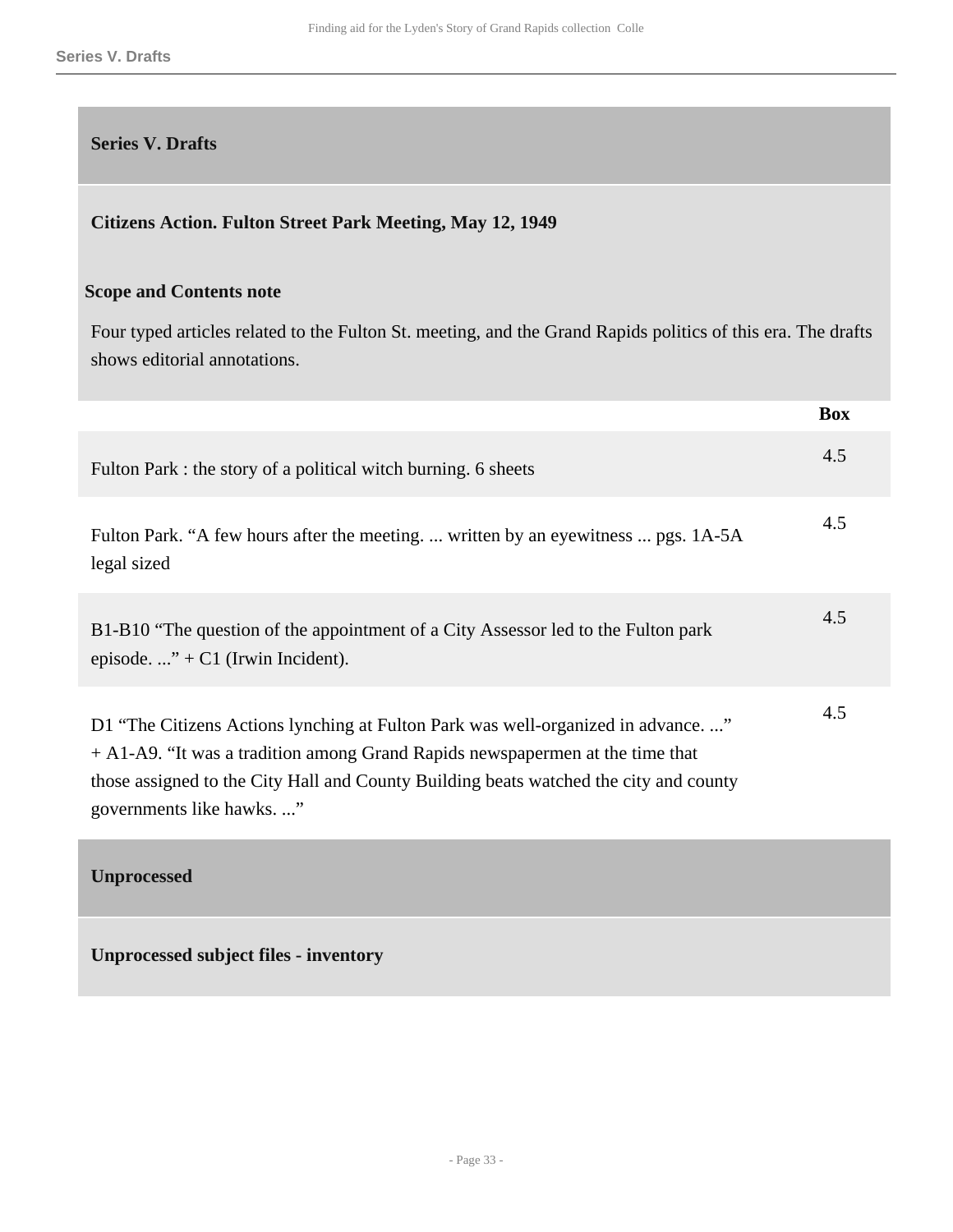## Series V. Drafts

### Citizens Action. Fulton Street Park Meeting, May 12, 1949

**Scope and Contents note**

Four typed articles related to the Fulton St. meeting, and the Grand Rapids politics of this era. The drafts shows editorial annotations.

| | Box |
|---|---|
| Fulton Park : the story of a political witch burning. 6 sheets | 4.5 |
| Fulton Park. “A few hours after the meeting. ... written by an eyewitness ... pgs. 1A-5A legal sized | 4.5 |
| B1-B10 “The question of the appointment of a City Assessor led to the Fulton park episode. ...” + C1 (Irwin Incident). | 4.5 |
| D1 “The Citizens Actions lynching at Fulton Park was well-organized in advance. ...” + A1-A9. “It was a tradition among Grand Rapids newspapermen at the time that those assigned to the City Hall and County Building beats watched the city and county governments like hawks. ...” | 4.5 |

## Unprocessed

### Unprocessed subject files - inventory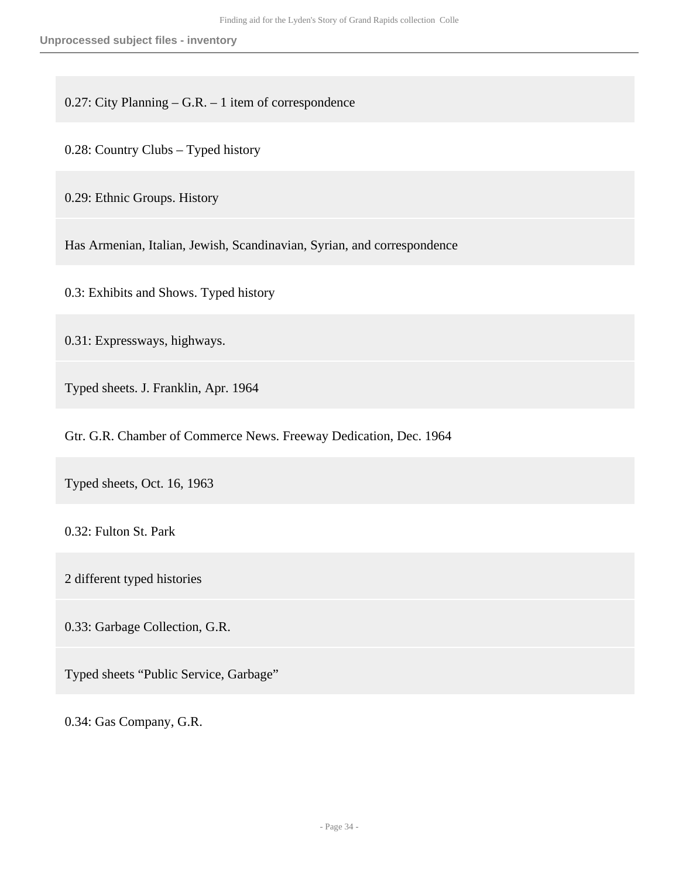0.27: City Planning – G.R. – 1 item of correspondence

0.28: Country Clubs – Typed history

0.29: Ethnic Groups. History

Has Armenian, Italian, Jewish, Scandinavian, Syrian, and correspondence

0.3: Exhibits and Shows. Typed history

0.31: Expressways, highways.

Typed sheets. J. Franklin, Apr. 1964

Gtr. G.R. Chamber of Commerce News. Freeway Dedication, Dec. 1964

Typed sheets, Oct. 16, 1963

0.32: Fulton St. Park

2 different typed histories

0.33: Garbage Collection, G.R.

Typed sheets "Public Service, Garbage"

0.34: Gas Company, G.R.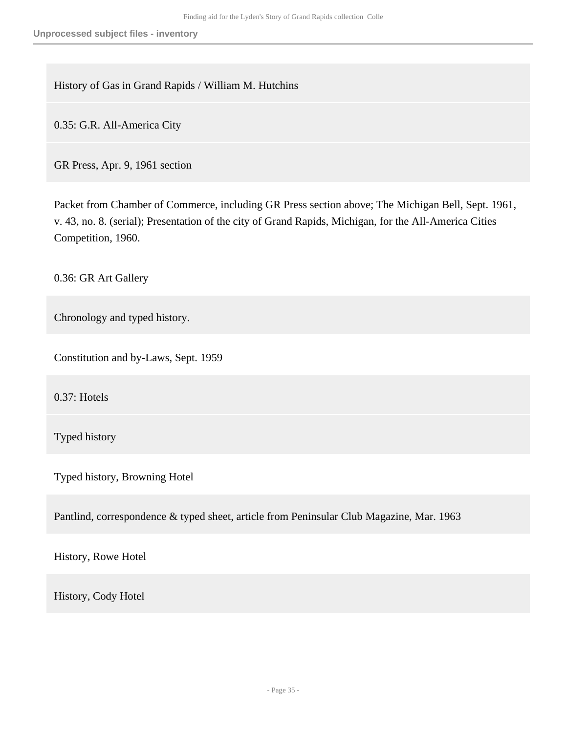History of Gas in Grand Rapids / William M. Hutchins

0.35: G.R. All-America City

GR Press, Apr. 9, 1961 section

Packet from Chamber of Commerce, including GR Press section above; The Michigan Bell, Sept. 1961, v. 43, no. 8. (serial); Presentation of the city of Grand Rapids, Michigan, for the All-America Cities Competition, 1960.

0.36: GR Art Gallery

Chronology and typed history.

Constitution and by-Laws, Sept. 1959

0.37: Hotels

Typed history

Typed history, Browning Hotel

Pantlind, correspondence & typed sheet, article from Peninsular Club Magazine, Mar. 1963

History, Rowe Hotel

History, Cody Hotel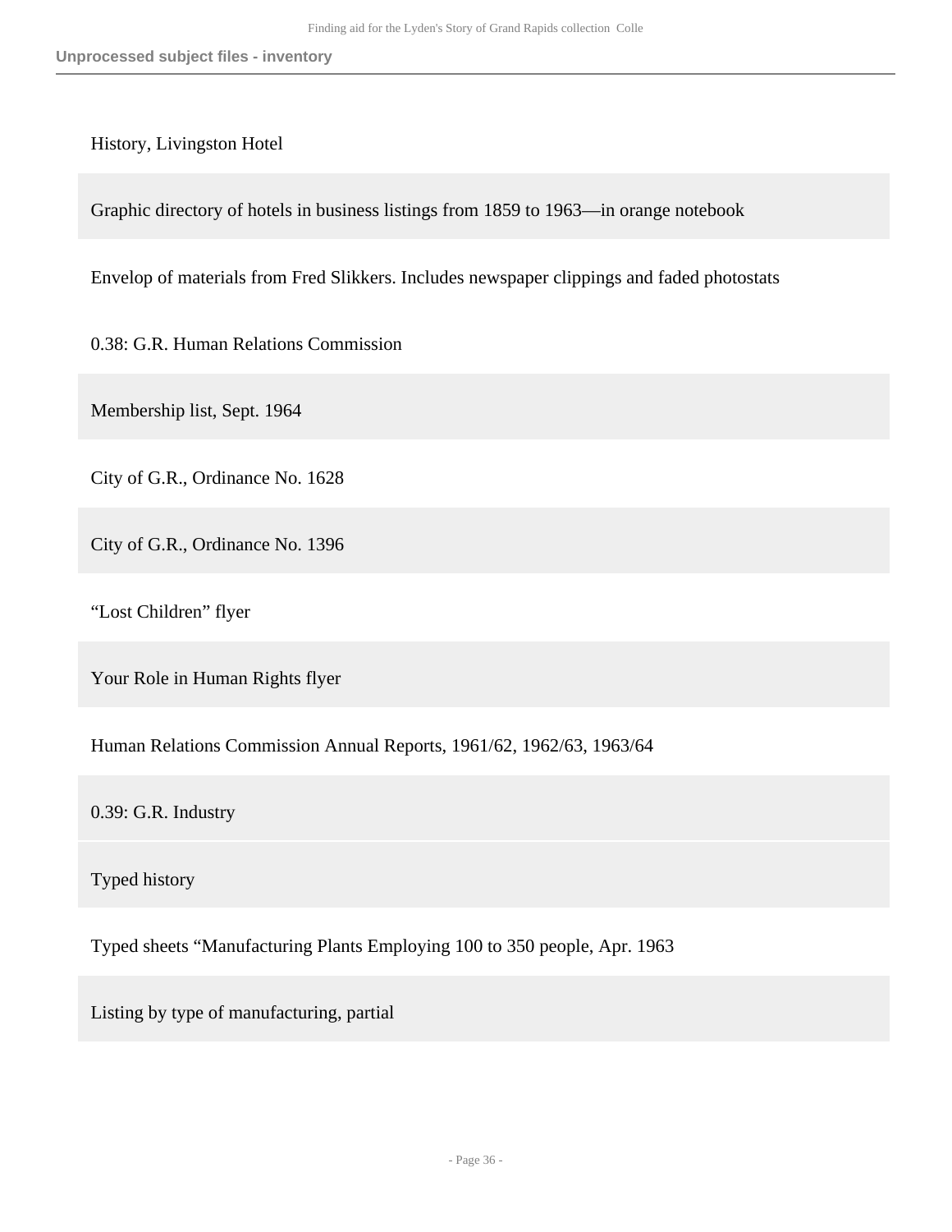History, Livingston Hotel

Graphic directory of hotels in business listings from 1859 to 1963—in orange notebook

Envelop of materials from Fred Slikkers. Includes newspaper clippings and faded photostats

0.38: G.R. Human Relations Commission

Membership list, Sept. 1964

City of G.R., Ordinance No. 1628

City of G.R., Ordinance No. 1396

“Lost Children” flyer

Your Role in Human Rights flyer

Human Relations Commission Annual Reports, 1961/62, 1962/63, 1963/64

0.39: G.R. Industry

Typed history

Typed sheets “Manufacturing Plants Employing 100 to 350 people, Apr. 1963

Listing by type of manufacturing, partial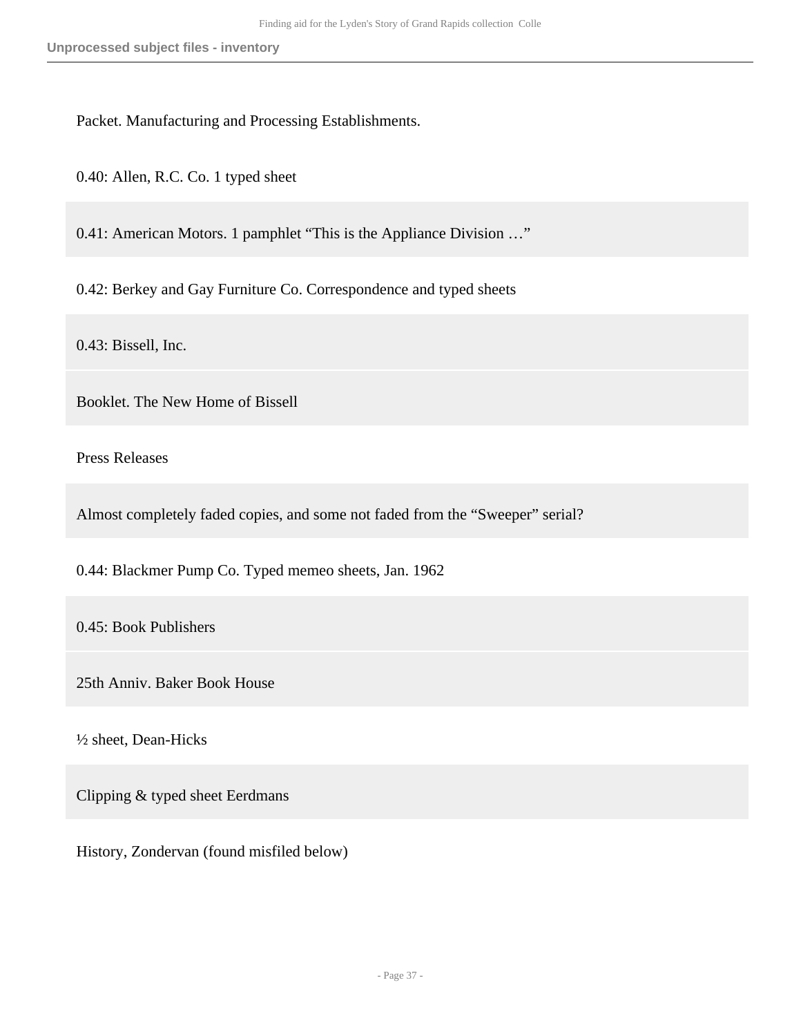Packet. Manufacturing and Processing Establishments.

0.40: Allen, R.C. Co. 1 typed sheet

0.41: American Motors. 1 pamphlet “This is the Appliance Division …”

0.42: Berkey and Gay Furniture Co. Correspondence and typed sheets

0.43: Bissell, Inc.

Booklet. The New Home of Bissell

Press Releases

Almost completely faded copies, and some not faded from the “Sweeper” serial?

0.44: Blackmer Pump Co. Typed memeo sheets, Jan. 1962

0.45: Book Publishers

25th Anniv. Baker Book House

½ sheet, Dean-Hicks

Clipping & typed sheet Eerdmans

History, Zondervan (found misfiled below)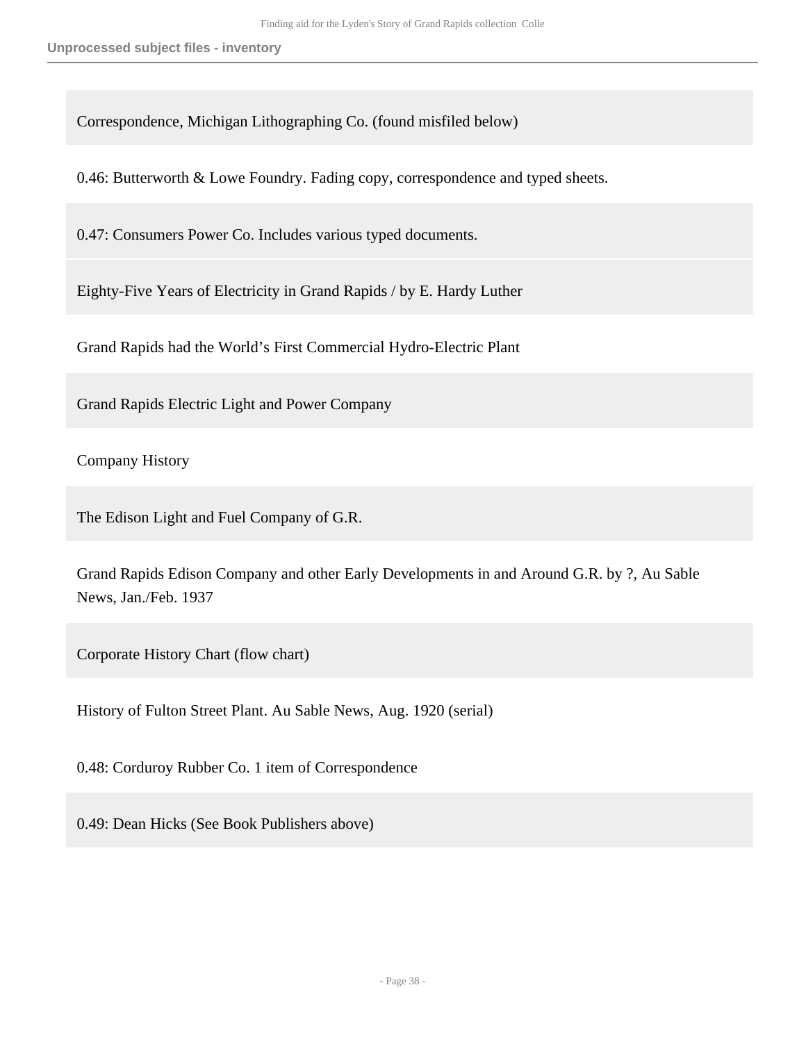Correspondence, Michigan Lithographing Co. (found misfiled below)

0.46: Butterworth & Lowe Foundry. Fading copy, correspondence and typed sheets.

0.47: Consumers Power Co. Includes various typed documents.

Eighty-Five Years of Electricity in Grand Rapids / by E. Hardy Luther

Grand Rapids had the World's First Commercial Hydro-Electric Plant

Grand Rapids Electric Light and Power Company

Company History

The Edison Light and Fuel Company of G.R.

Grand Rapids Edison Company and other Early Developments in and Around G.R. by ?, Au Sable News, Jan./Feb. 1937

Corporate History Chart (flow chart)

History of Fulton Street Plant. Au Sable News, Aug. 1920 (serial)

0.48: Corduroy Rubber Co. 1 item of Correspondence

0.49: Dean Hicks (See Book Publishers above)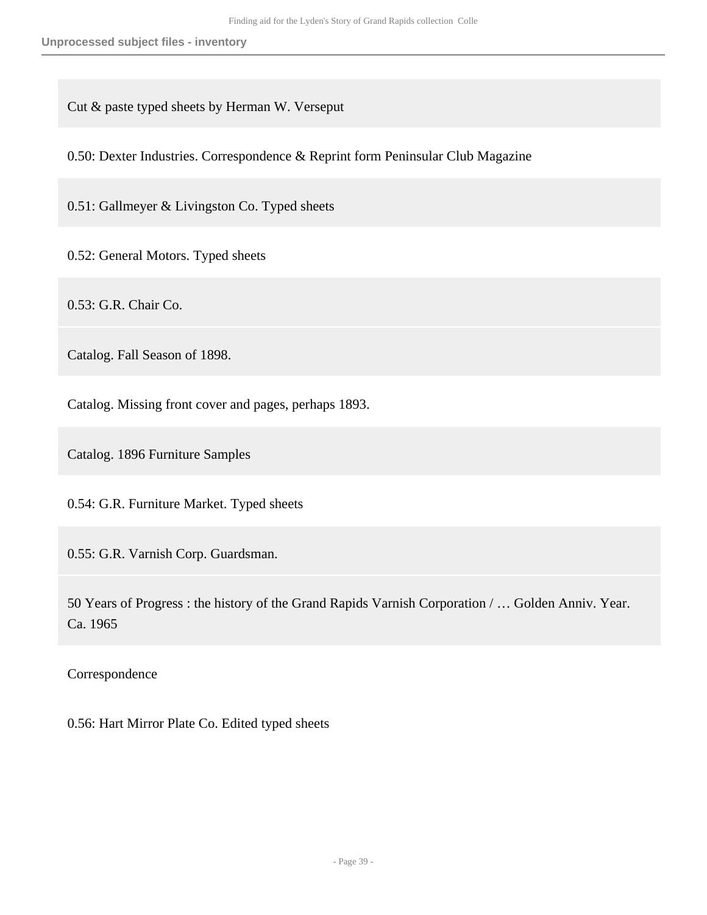Cut & paste typed sheets by Herman W. Verseput

0.50: Dexter Industries. Correspondence & Reprint form Peninsular Club Magazine

0.51: Gallmeyer & Livingston Co. Typed sheets

0.52: General Motors. Typed sheets

0.53: G.R. Chair Co.

Catalog. Fall Season of 1898.

Catalog. Missing front cover and pages, perhaps 1893.

Catalog. 1896 Furniture Samples

0.54: G.R. Furniture Market. Typed sheets

0.55: G.R. Varnish Corp. Guardsman.

50 Years of Progress : the history of the Grand Rapids Varnish Corporation / … Golden Anniv. Year. Ca. 1965

Correspondence

0.56: Hart Mirror Plate Co. Edited typed sheets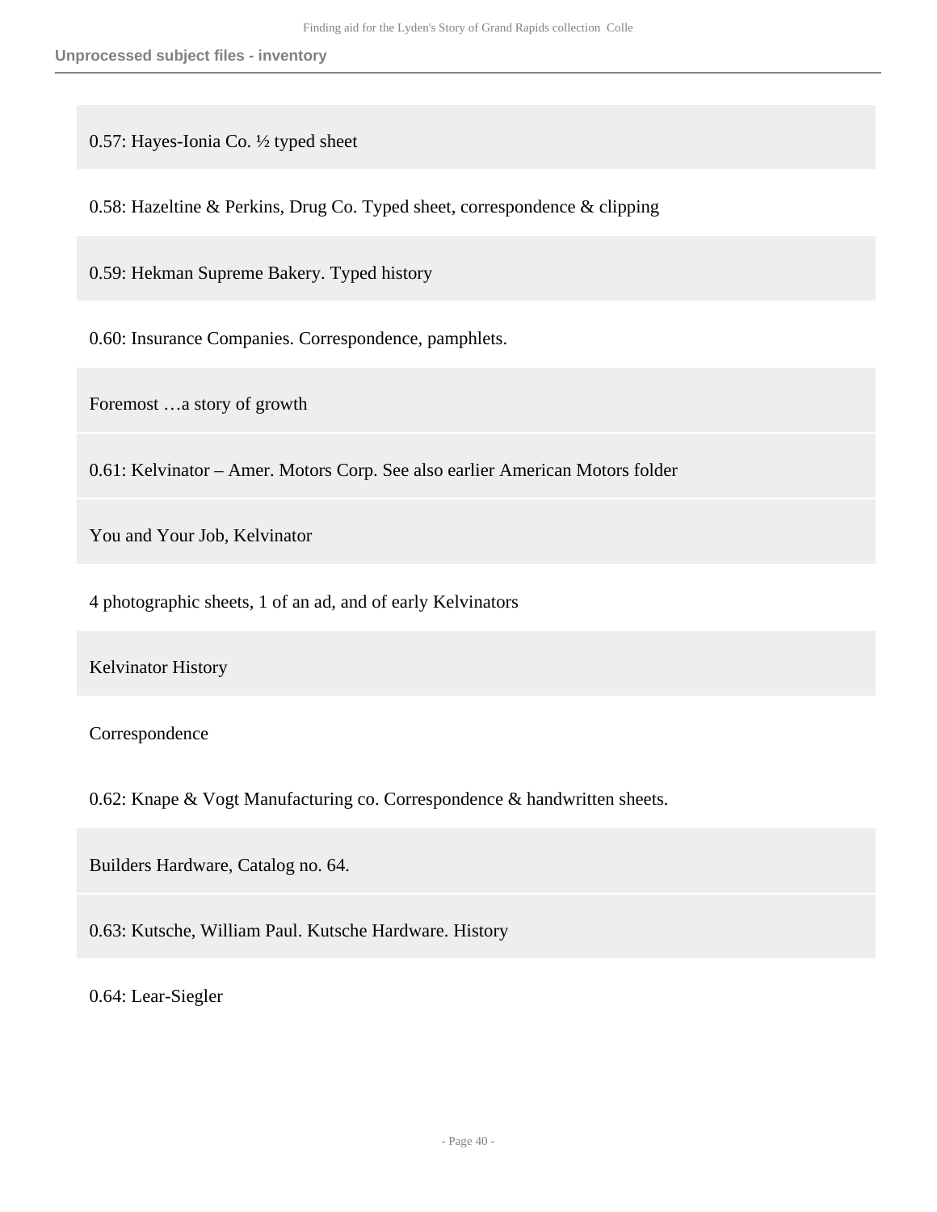0.57: Hayes-Ionia Co. ½ typed sheet

0.58: Hazeltine & Perkins, Drug Co. Typed sheet, correspondence & clipping

0.59: Hekman Supreme Bakery. Typed history

0.60: Insurance Companies. Correspondence, pamphlets.

Foremost …a story of growth

0.61: Kelvinator – Amer. Motors Corp. See also earlier American Motors folder

You and Your Job, Kelvinator

4 photographic sheets, 1 of an ad, and of early Kelvinators

Kelvinator History

Correspondence

0.62: Knape & Vogt Manufacturing co. Correspondence & handwritten sheets.

Builders Hardware, Catalog no. 64.

0.63: Kutsche, William Paul. Kutsche Hardware. History

0.64: Lear-Siegler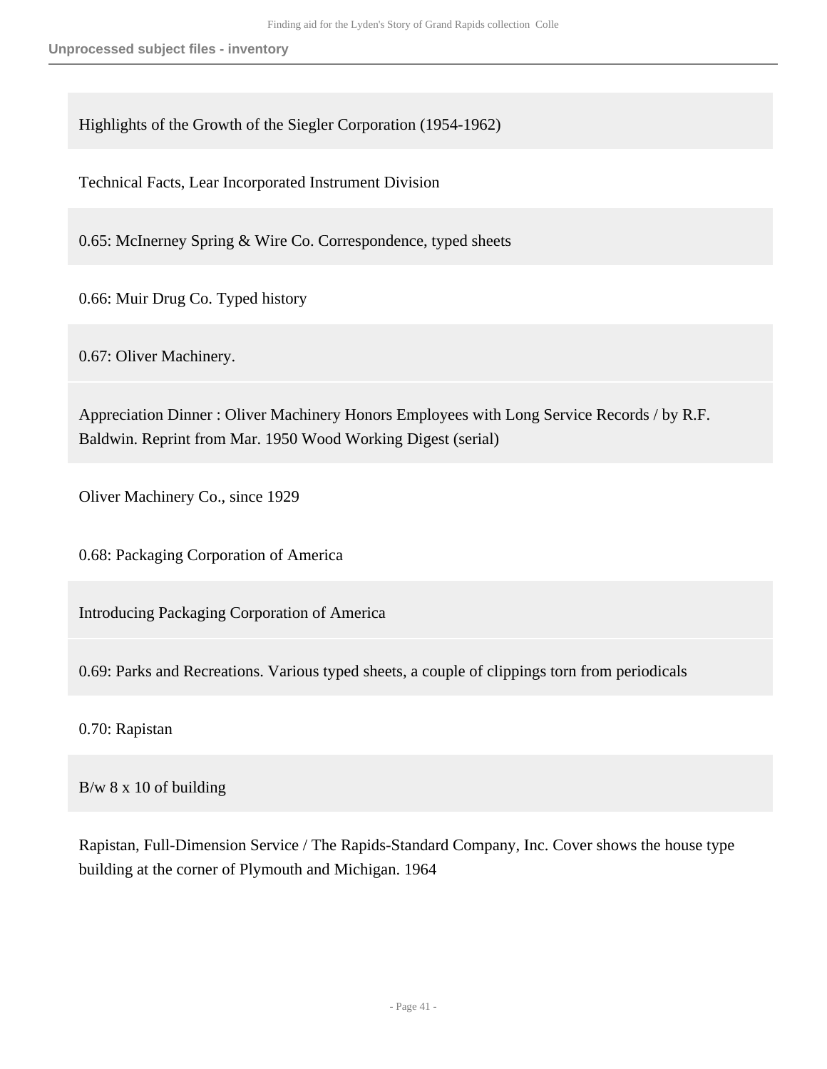Highlights of the Growth of the Siegler Corporation (1954-1962)

Technical Facts, Lear Incorporated Instrument Division

0.65: McInerney Spring & Wire Co. Correspondence, typed sheets

0.66: Muir Drug Co. Typed history

0.67: Oliver Machinery.

Appreciation Dinner : Oliver Machinery Honors Employees with Long Service Records / by R.F. Baldwin. Reprint from Mar. 1950 Wood Working Digest (serial)

Oliver Machinery Co., since 1929

0.68: Packaging Corporation of America

Introducing Packaging Corporation of America

0.69: Parks and Recreations. Various typed sheets, a couple of clippings torn from periodicals

0.70: Rapistan

B/w 8 x 10 of building

Rapistan, Full-Dimension Service / The Rapids-Standard Company, Inc. Cover shows the house type building at the corner of Plymouth and Michigan. 1964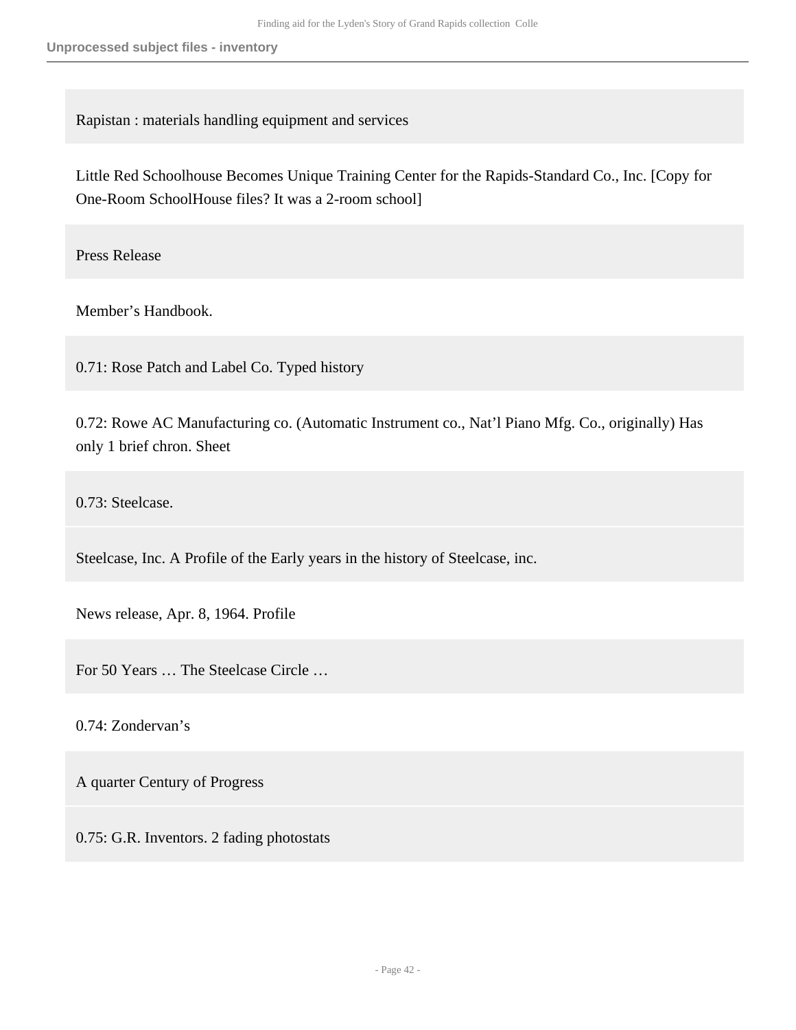Rapistan : materials handling equipment and services

Little Red Schoolhouse Becomes Unique Training Center for the Rapids-Standard Co., Inc. [Copy for One-Room SchoolHouse files? It was a 2-room school]

Press Release

Member's Handbook.

0.71: Rose Patch and Label Co. Typed history

0.72: Rowe AC Manufacturing co. (Automatic Instrument co., Nat'l Piano Mfg. Co., originally) Has only 1 brief chron. Sheet

0.73: Steelcase.

Steelcase, Inc. A Profile of the Early years in the history of Steelcase, inc.

News release, Apr. 8, 1964. Profile

For 50 Years … The Steelcase Circle …

0.74: Zondervan's

A quarter Century of Progress

0.75: G.R. Inventors. 2 fading photostats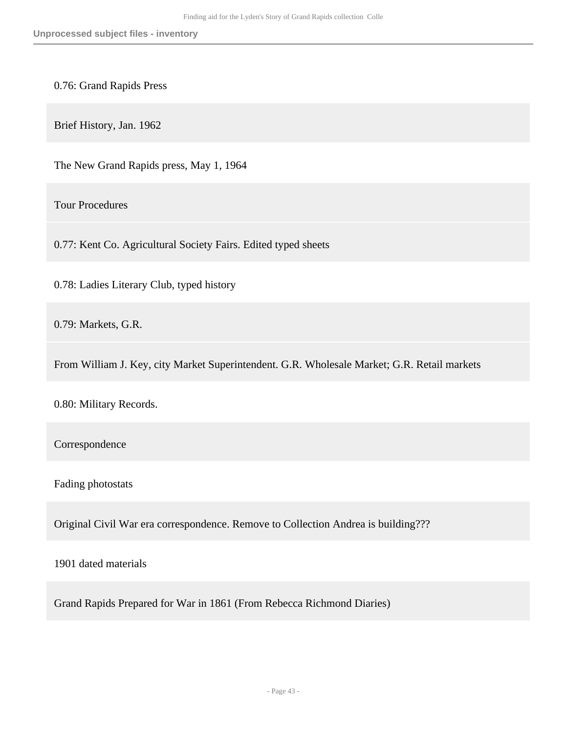0.76: Grand Rapids Press

Brief History, Jan. 1962

The New Grand Rapids press, May 1, 1964

Tour Procedures

0.77: Kent Co. Agricultural Society Fairs. Edited typed sheets

0.78: Ladies Literary Club, typed history

0.79: Markets, G.R.

From William J. Key, city Market Superintendent. G.R. Wholesale Market; G.R. Retail markets

0.80: Military Records.

Correspondence

Fading photostats

Original Civil War era correspondence. Remove to Collection Andrea is building???

1901 dated materials

Grand Rapids Prepared for War in 1861 (From Rebecca Richmond Diaries)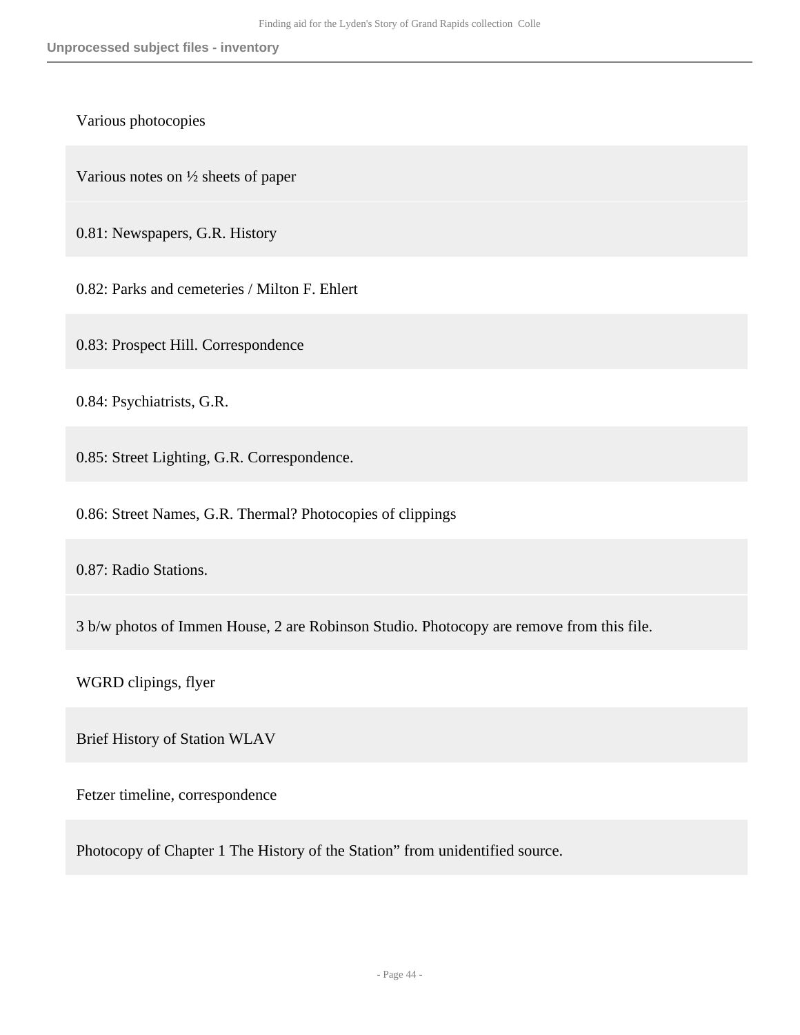Various photocopies

Various notes on ½ sheets of paper

0.81: Newspapers, G.R. History

0.82: Parks and cemeteries / Milton F. Ehlert

0.83: Prospect Hill. Correspondence

0.84: Psychiatrists, G.R.

0.85: Street Lighting, G.R. Correspondence.

0.86: Street Names, G.R. Thermal? Photocopies of clippings

0.87: Radio Stations.

3 b/w photos of Immen House, 2 are Robinson Studio. Photocopy are remove from this file.

WGRD clipings, flyer

Brief History of Station WLAV

Fetzer timeline, correspondence

Photocopy of Chapter 1 The History of the Station" from unidentified source.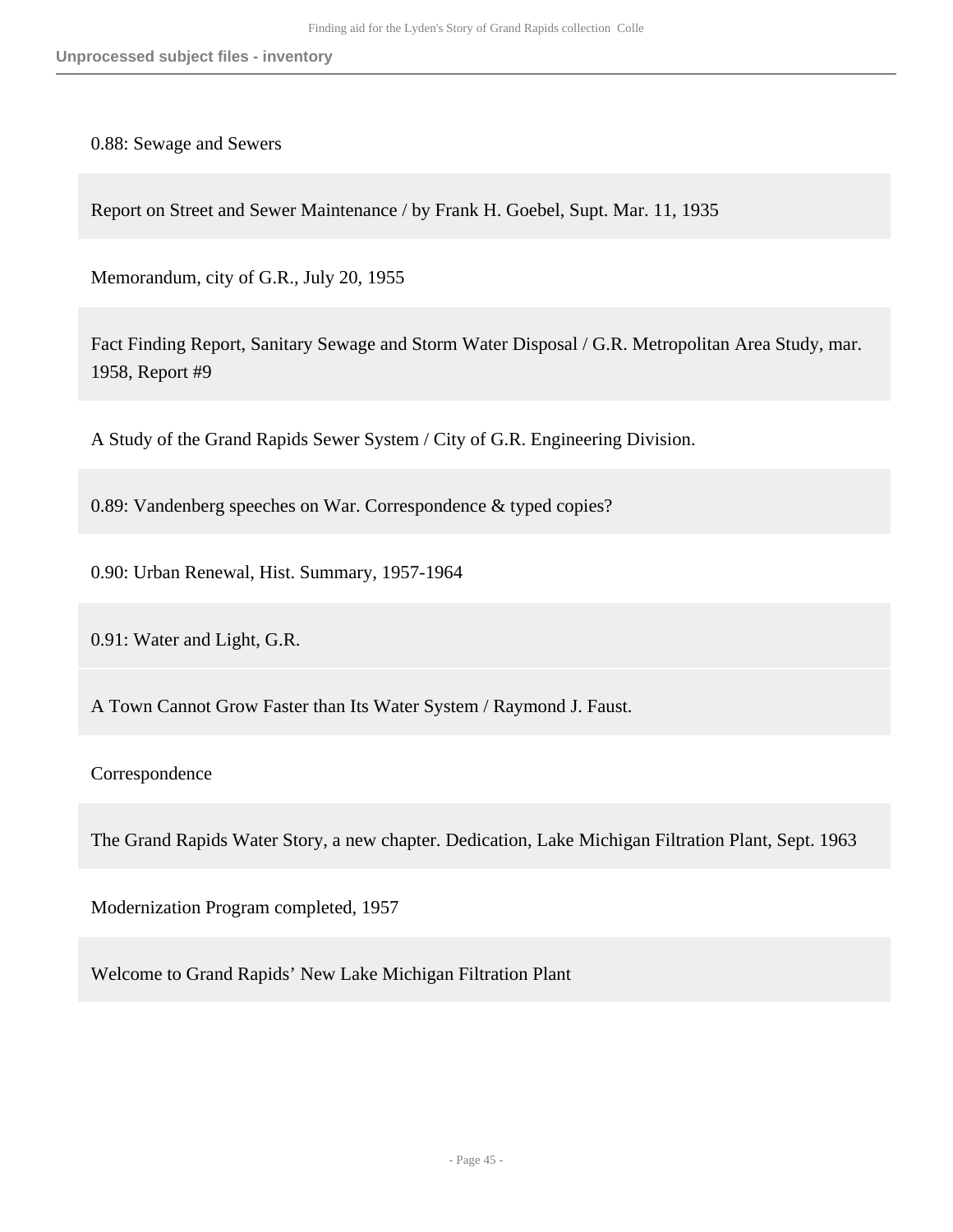0.88: Sewage and Sewers

Report on Street and Sewer Maintenance / by Frank H. Goebel, Supt. Mar. 11, 1935

Memorandum, city of G.R., July 20, 1955

Fact Finding Report, Sanitary Sewage and Storm Water Disposal / G.R. Metropolitan Area Study, mar. 1958, Report #9

A Study of the Grand Rapids Sewer System / City of G.R. Engineering Division.

0.89: Vandenberg speeches on War. Correspondence & typed copies?

0.90: Urban Renewal, Hist. Summary, 1957-1964

0.91: Water and Light, G.R.

A Town Cannot Grow Faster than Its Water System / Raymond J. Faust.

Correspondence

The Grand Rapids Water Story, a new chapter. Dedication, Lake Michigan Filtration Plant, Sept. 1963

Modernization Program completed, 1957

Welcome to Grand Rapids' New Lake Michigan Filtration Plant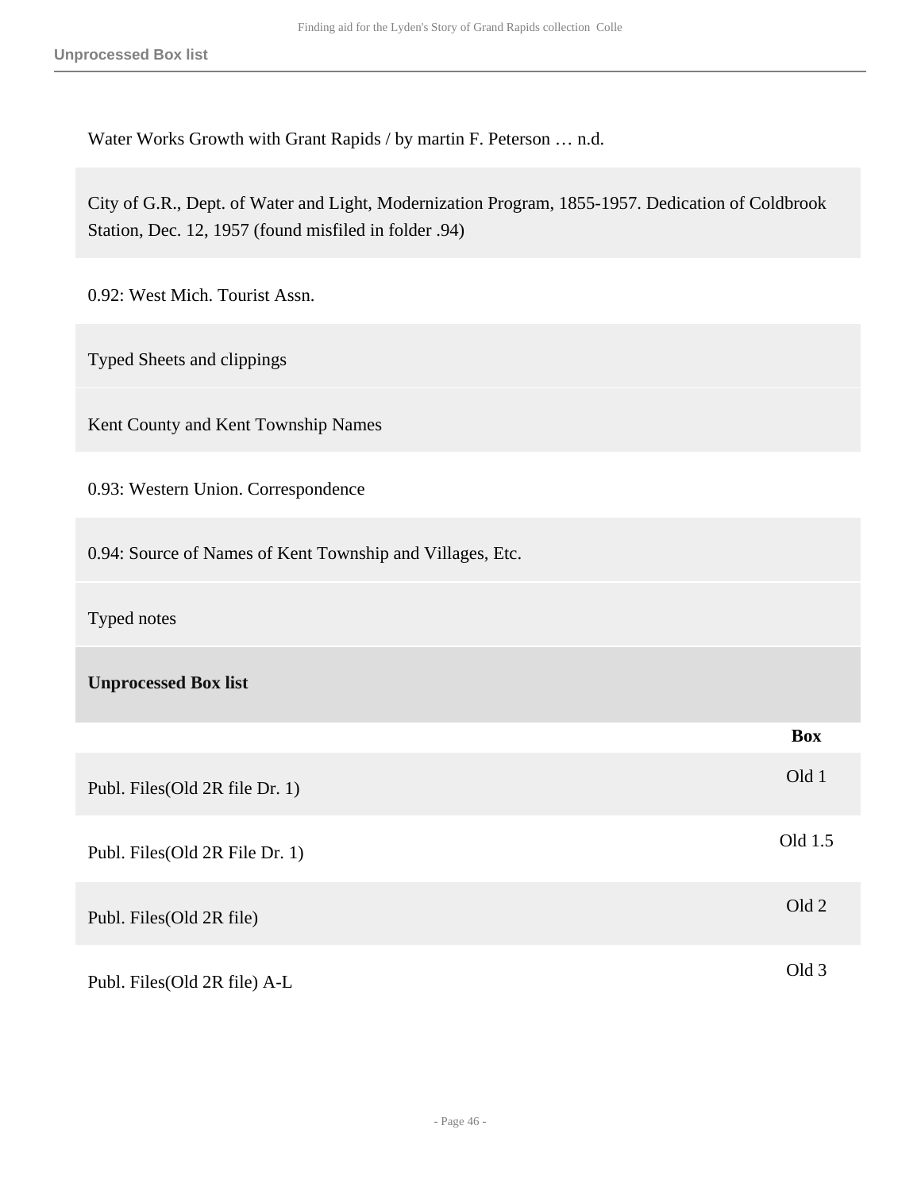Water Works Growth with Grant Rapids / by martin F. Peterson … n.d.

City of G.R., Dept. of Water and Light, Modernization Program, 1855-1957. Dedication of Coldbrook Station, Dec. 12, 1957 (found misfiled in folder .94)

0.92: West Mich. Tourist Assn.

Typed Sheets and clippings

Kent County and Kent Township Names

0.93: Western Union. Correspondence

0.94: Source of Names of Kent Township and Villages, Etc.

Typed notes

## Unprocessed Box list

| | Box |
|---|---|
| Publ. Files(Old 2R file Dr. 1) | Old 1 |
| Publ. Files(Old 2R File Dr. 1) | Old 1.5 |
| Publ. Files(Old 2R file) | Old 2 |
| Publ. Files(Old 2R file) A-L | Old 3 |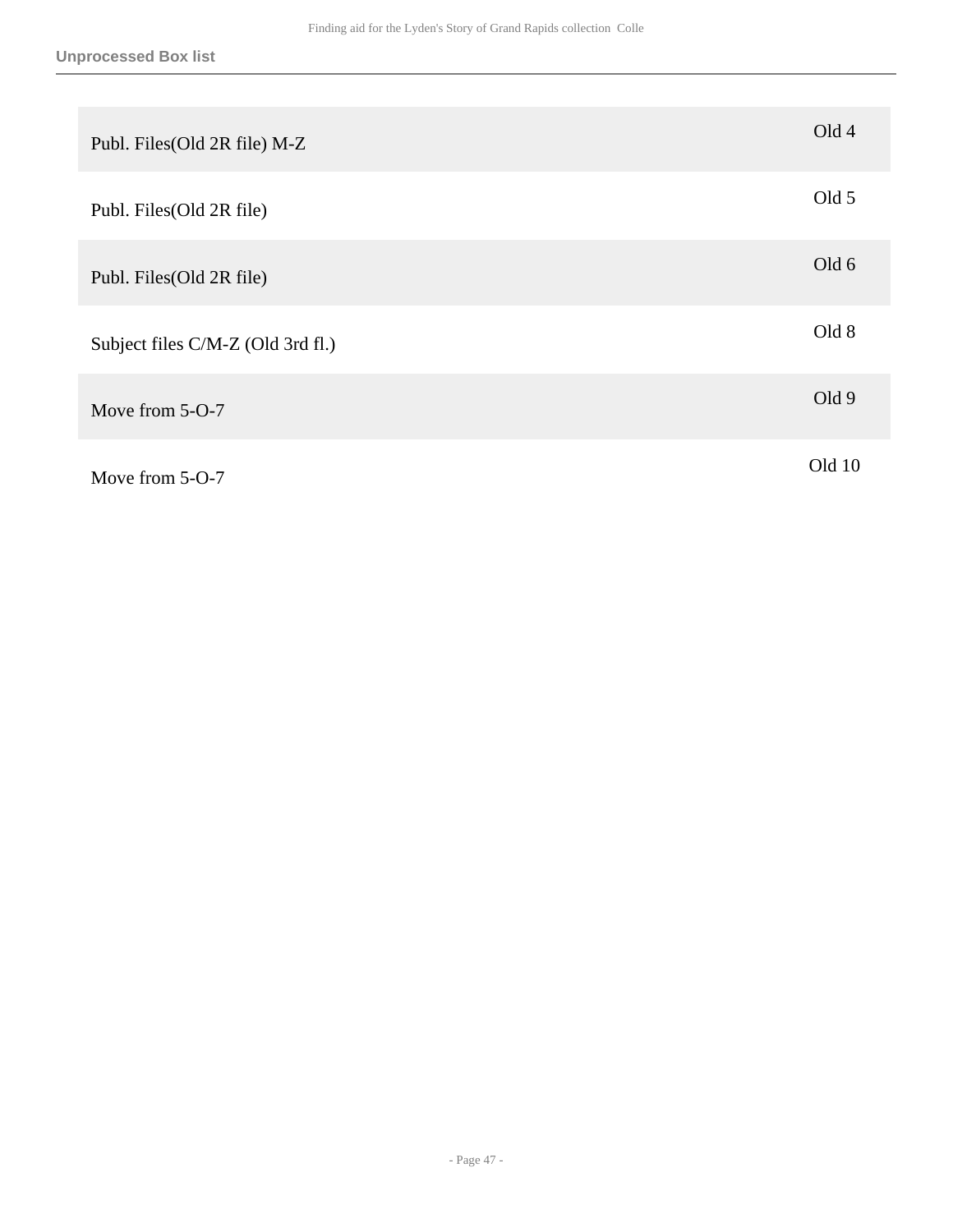| | |
|---|---|
| Publ. Files(Old 2R file) M-Z | Old 4 |
| Publ. Files(Old 2R file) | Old 5 |
| Publ. Files(Old 2R file) | Old 6 |
| Subject files C/M-Z (Old 3rd fl.) | Old 8 |
| Move from 5-O-7 | Old 9 |
| Move from 5-O-7 | Old 10 |